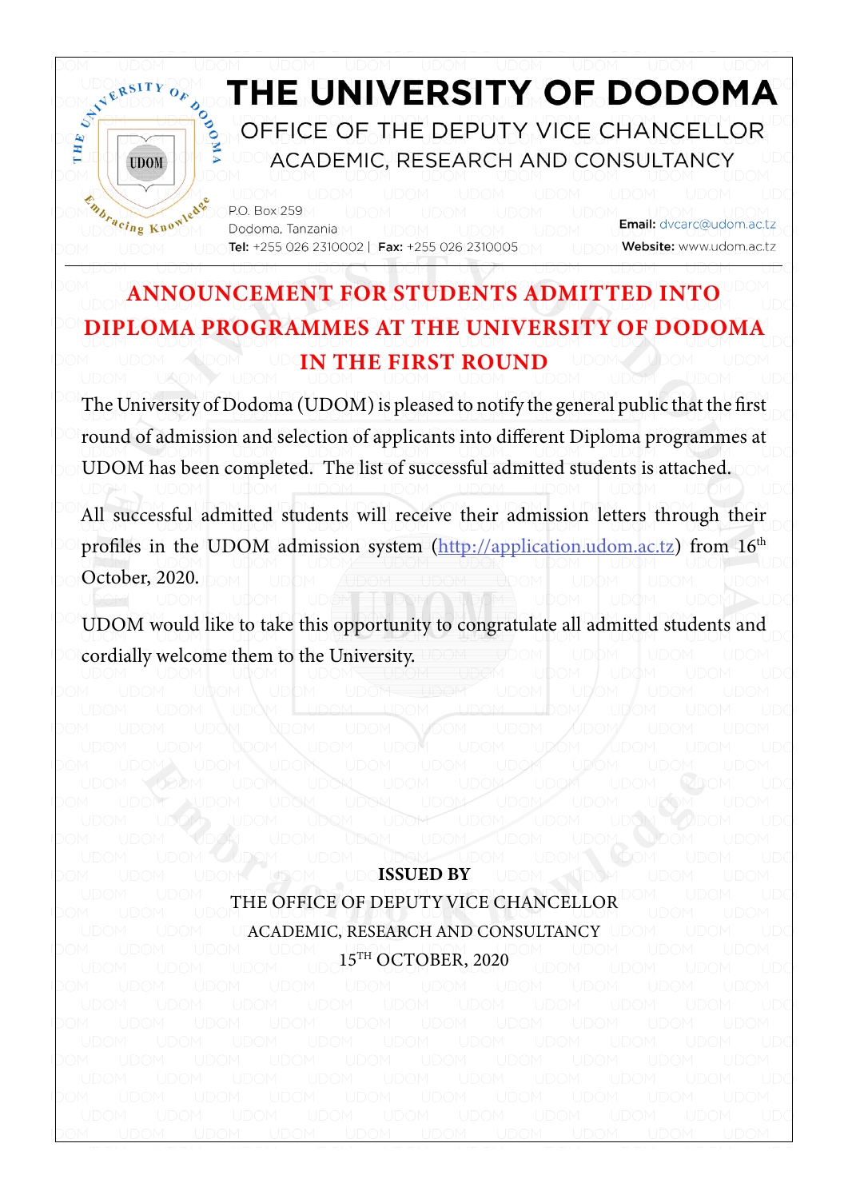# THE UNIVERSITY OF DODOMA

## OFFICE OF THE DEPUTY VICE CHANCELLOR ACADEMIC, RESEARCH AND CONSULTANCY

P.O. Box 259
Dodoma, Tanzania
**Tel:** +255 026 2310002 | **Fax:** +255 026 2310005

**Email:** dvcarc@udom.ac.tz
**Website:** www.udom.ac.tz

## ANNOUNCEMENT FOR STUDENTS ADMITTED INTO DIPLOMA PROGRAMMES AT THE UNIVERSITY OF DODOMA IN THE FIRST ROUND

The University of Dodoma (UDOM) is pleased to notify the general public that the first round of admission and selection of applicants into different Diploma programmes at UDOM has been completed. The list of successful admitted students is attached.

All successful admitted students will receive their admission letters through their profiles in the UDOM admission system (http://application.udom.ac.tz) from 16th October, 2020.

UDOM would like to take this opportunity to congratulate all admitted students and cordially welcome them to the University.

**ISSUED BY**
THE OFFICE OF DEPUTY VICE CHANCELLOR
ACADEMIC, RESEARCH AND CONSULTANCY
15TH OCTOBER, 2020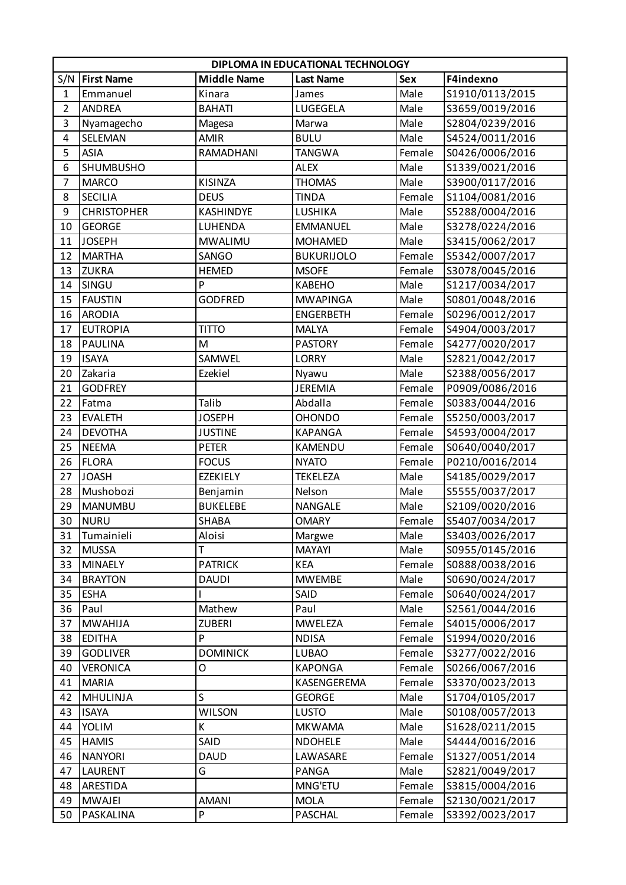| DIPLOMA IN EDUCATIONAL TECHNOLOGY | | | | | |
|---|---|---|---|---|---|
| S/N | First Name | Middle Name | Last Name | Sex | F4indexno |
| 1 | Emmanuel | Kinara | James | Male | S1910/0113/2015 |
| 2 | ANDREA | BAHATI | LUGEGELA | Male | S3659/0019/2016 |
| 3 | Nyamagecho | Magesa | Marwa | Male | S2804/0239/2016 |
| 4 | SELEMAN | AMIR | BULU | Male | S4524/0011/2016 |
| 5 | ASIA | RAMADHANI | TANGWA | Female | S0426/0006/2016 |
| 6 | SHUMBUSHO | | ALEX | Male | S1339/0021/2016 |
| 7 | MARCO | KISINZA | THOMAS | Male | S3900/0117/2016 |
| 8 | SECILIA | DEUS | TINDA | Female | S1104/0081/2016 |
| 9 | CHRISTOPHER | KASHINDYE | LUSHIKA | Male | S5288/0004/2016 |
| 10 | GEORGE | LUHENDA | EMMANUEL | Male | S3278/0224/2016 |
| 11 | JOSEPH | MWALIMU | MOHAMED | Male | S3415/0062/2017 |
| 12 | MARTHA | SANGO | BUKURIJOLO | Female | S5342/0007/2017 |
| 13 | ZUKRA | HEMED | MSOFE | Female | S3078/0045/2016 |
| 14 | SINGU | P | KABEHO | Male | S1217/0034/2017 |
| 15 | FAUSTIN | GODFRED | MWAPINGA | Male | S0801/0048/2016 |
| 16 | ARODIA | | ENGERBETH | Female | S0296/0012/2017 |
| 17 | EUTROPIA | TITTO | MALYA | Female | S4904/0003/2017 |
| 18 | PAULINA | M | PASTORY | Female | S4277/0020/2017 |
| 19 | ISAYA | SAMWEL | LORRY | Male | S2821/0042/2017 |
| 20 | Zakaria | Ezekiel | Nyawu | Male | S2388/0056/2017 |
| 21 | GODFREY | | JEREMIA | Female | P0909/0086/2016 |
| 22 | Fatma | Talib | Abdalla | Female | S0383/0044/2016 |
| 23 | EVALETH | JOSEPH | OHONDO | Female | S5250/0003/2017 |
| 24 | DEVOTHA | JUSTINE | KAPANGA | Female | S4593/0004/2017 |
| 25 | NEEMA | PETER | KAMENDU | Female | S0640/0040/2017 |
| 26 | FLORA | FOCUS | NYATO | Female | P0210/0016/2014 |
| 27 | JOASH | EZEKIELY | TEKELEZA | Male | S4185/0029/2017 |
| 28 | Mushobozi | Benjamin | Nelson | Male | S5555/0037/2017 |
| 29 | MANUMBU | BUKELEBE | NANGALE | Male | S2109/0020/2016 |
| 30 | NURU | SHABA | OMARY | Female | S5407/0034/2017 |
| 31 | Tumainieli | Aloisi | Margwe | Male | S3403/0026/2017 |
| 32 | MUSSA | T | MAYAYI | Male | S0955/0145/2016 |
| 33 | MINAELY | PATRICK | KEA | Female | S0888/0038/2016 |
| 34 | BRAYTON | DAUDI | MWEMBE | Male | S0690/0024/2017 |
| 35 | ESHA | I | SAID | Female | S0640/0024/2017 |
| 36 | Paul | Mathew | Paul | Male | S2561/0044/2016 |
| 37 | MWAHIJA | ZUBERI | MWELEZA | Female | S4015/0006/2017 |
| 38 | EDITHA | P | NDISA | Female | S1994/0020/2016 |
| 39 | GODLIVER | DOMINICK | LUBAO | Female | S3277/0022/2016 |
| 40 | VERONICA | O | KAPONGA | Female | S0266/0067/2016 |
| 41 | MARIA | | KASENGEREMA | Female | S3370/0023/2013 |
| 42 | MHULINJA | S | GEORGE | Male | S1704/0105/2017 |
| 43 | ISAYA | WILSON | LUSTO | Male | S0108/0057/2013 |
| 44 | YOLIM | K | MKWAMA | Male | S1628/0211/2015 |
| 45 | HAMIS | SAID | NDOHELE | Male | S4444/0016/2016 |
| 46 | NANYORI | DAUD | LAWASARE | Female | S1327/0051/2014 |
| 47 | LAURENT | G | PANGA | Male | S2821/0049/2017 |
| 48 | ARESTIDA | | MNG'ETU | Female | S3815/0004/2016 |
| 49 | MWAJEI | AMANI | MOLA | Female | S2130/0021/2017 |
| 50 | PASKALINA | P | PASCHAL | Female | S3392/0023/2017 |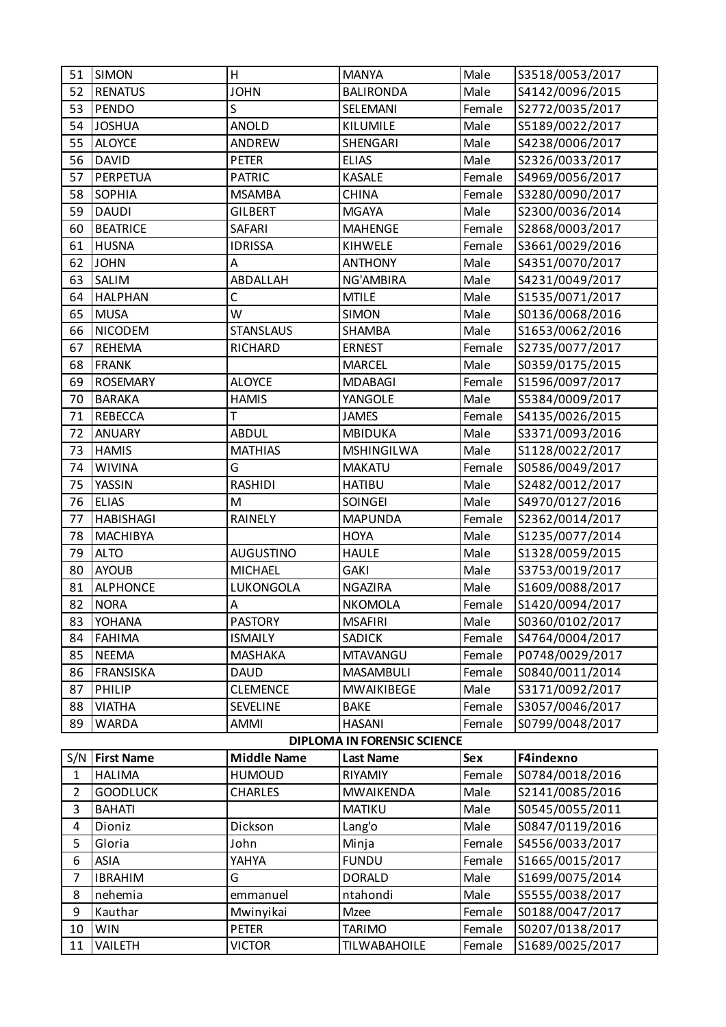| 51 | SIMON | H | MANYA | Male | S3518/0053/2017 |
|---|---|---|---|---|---|
| 52 | RENATUS | JOHN | BALIRONDA | Male | S4142/0096/2015 |
| 53 | PENDO | S | SELEMANI | Female | S2772/0035/2017 |
| 54 | JOSHUA | ANOLD | KILUMILE | Male | S5189/0022/2017 |
| 55 | ALOYCE | ANDREW | SHENGARI | Male | S4238/0006/2017 |
| 56 | DAVID | PETER | ELIAS | Male | S2326/0033/2017 |
| 57 | PERPETUA | PATRIC | KASALE | Female | S4969/0056/2017 |
| 58 | SOPHIA | MSAMBA | CHINA | Female | S3280/0090/2017 |
| 59 | DAUDI | GILBERT | MGAYA | Male | S2300/0036/2014 |
| 60 | BEATRICE | SAFARI | MAHENGE | Female | S2868/0003/2017 |
| 61 | HUSNA | IDRISSA | KIHWELE | Female | S3661/0029/2016 |
| 62 | JOHN | A | ANTHONY | Male | S4351/0070/2017 |
| 63 | SALIM | ABDALLAH | NG'AMBIRA | Male | S4231/0049/2017 |
| 64 | HALPHAN | C | MTILE | Male | S1535/0071/2017 |
| 65 | MUSA | W | SIMON | Male | S0136/0068/2016 |
| 66 | NICODEM | STANSLAUS | SHAMBA | Male | S1653/0062/2016 |
| 67 | REHEMA | RICHARD | ERNEST | Female | S2735/0077/2017 |
| 68 | FRANK | | MARCEL | Male | S0359/0175/2015 |
| 69 | ROSEMARY | ALOYCE | MDABAGI | Female | S1596/0097/2017 |
| 70 | BARAKA | HAMIS | YANGOLE | Male | S5384/0009/2017 |
| 71 | REBECCA | T | JAMES | Female | S4135/0026/2015 |
| 72 | ANUARY | ABDUL | MBIDUKA | Male | S3371/0093/2016 |
| 73 | HAMIS | MATHIAS | MSHINGILWA | Male | S1128/0022/2017 |
| 74 | WIVINA | G | MAKATU | Female | S0586/0049/2017 |
| 75 | YASSIN | RASHIDI | HATIBU | Male | S2482/0012/2017 |
| 76 | ELIAS | M | SOINGEI | Male | S4970/0127/2016 |
| 77 | HABISHAGI | RAINELY | MAPUNDA | Female | S2362/0014/2017 |
| 78 | MACHIBYA | | HOYA | Male | S1235/0077/2014 |
| 79 | ALTO | AUGUSTINO | HAULE | Male | S1328/0059/2015 |
| 80 | AYOUB | MICHAEL | GAKI | Male | S3753/0019/2017 |
| 81 | ALPHONCE | LUKONGOLA | NGAZIRA | Male | S1609/0088/2017 |
| 82 | NORA | A | NKOMOLA | Female | S1420/0094/2017 |
| 83 | YOHANA | PASTORY | MSAFIRI | Male | S0360/0102/2017 |
| 84 | FAHIMA | ISMAILY | SADICK | Female | S4764/0004/2017 |
| 85 | NEEMA | MASHAKA | MTAVANGU | Female | P0748/0029/2017 |
| 86 | FRANSISKA | DAUD | MASAMBULI | Female | S0840/0011/2014 |
| 87 | PHILIP | CLEMENCE | MWAIKIBEGE | Male | S3171/0092/2017 |
| 88 | VIATHA | SEVELINE | BAKE | Female | S3057/0046/2017 |
| 89 | WARDA | AMMI | HASANI | Female | S0799/0048/2017 |

**DIPLOMA IN FORENSIC SCIENCE**

| S/N | First Name | Middle Name | Last Name | Sex | F4indexno |
|---|---|---|---|---|---|
| 1 | HALIMA | HUMOUD | RIYAMIY | Female | S0784/0018/2016 |
| 2 | GOODLUCK | CHARLES | MWAIKENDA | Male | S2141/0085/2016 |
| 3 | BAHATI | | MATIKU | Male | S0545/0055/2011 |
| 4 | Dioniz | Dickson | Lang'o | Male | S0847/0119/2016 |
| 5 | Gloria | John | Minja | Female | S4556/0033/2017 |
| 6 | ASIA | YAHYA | FUNDU | Female | S1665/0015/2017 |
| 7 | IBRAHIM | G | DORALD | Male | S1699/0075/2014 |
| 8 | nehemia | emmanuel | ntahondi | Male | S5555/0038/2017 |
| 9 | Kauthar | Mwinyikai | Mzee | Female | S0188/0047/2017 |
| 10 | WIN | PETER | TARIMO | Female | S0207/0138/2017 |
| 11 | VAILETH | VICTOR | TILWABAHOILE | Female | S1689/0025/2017 |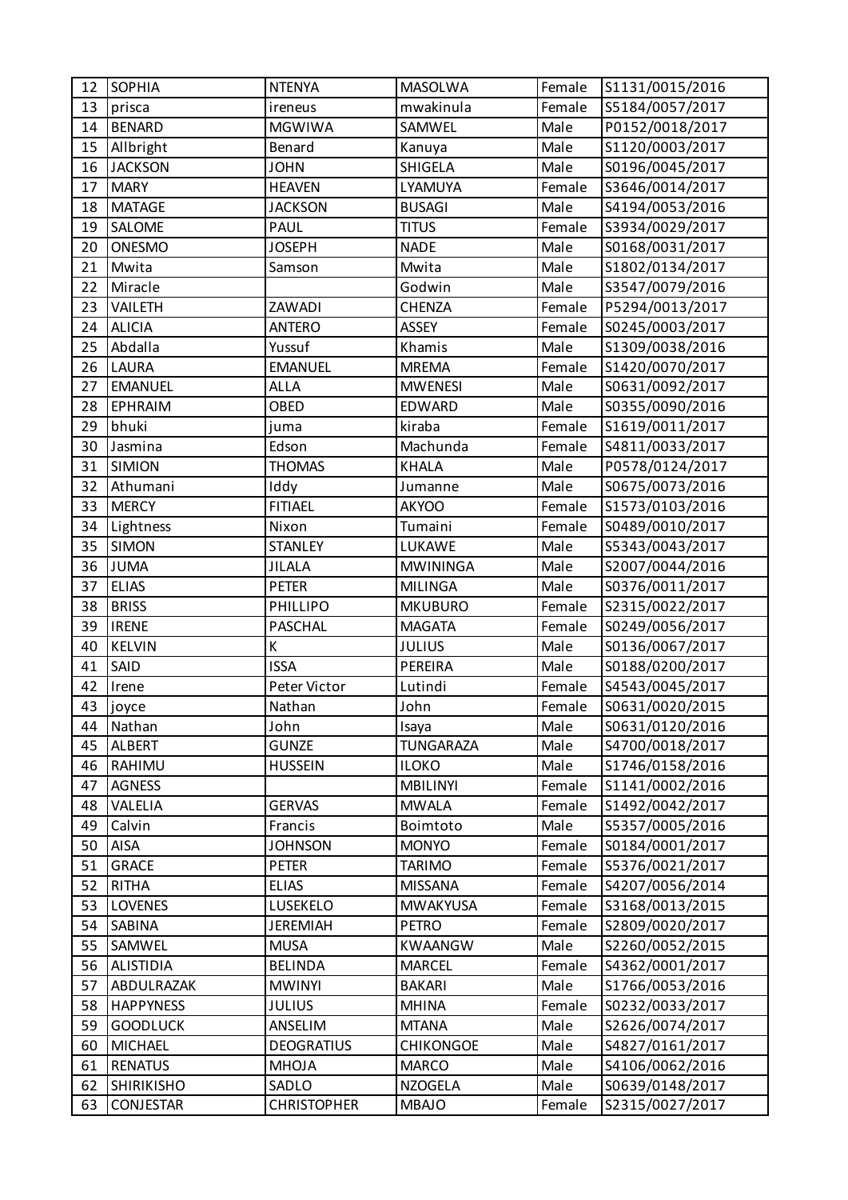| 12 | SOPHIA | NTENYA | MASOLWA | Female | S1131/0015/2016 |
|---|---|---|---|---|---|
| 13 | prisca | ireneus | mwakinula | Female | S5184/0057/2017 |
| 14 | BENARD | MGWIWA | SAMWEL | Male | P0152/0018/2017 |
| 15 | Allbright | Benard | Kanuya | Male | S1120/0003/2017 |
| 16 | JACKSON | JOHN | SHIGELA | Male | S0196/0045/2017 |
| 17 | MARY | HEAVEN | LYAMUYA | Female | S3646/0014/2017 |
| 18 | MATAGE | JACKSON | BUSAGI | Male | S4194/0053/2016 |
| 19 | SALOME | PAUL | TITUS | Female | S3934/0029/2017 |
| 20 | ONESMO | JOSEPH | NADE | Male | S0168/0031/2017 |
| 21 | Mwita | Samson | Mwita | Male | S1802/0134/2017 |
| 22 | Miracle | | Godwin | Male | S3547/0079/2016 |
| 23 | VAILETH | ZAWADI | CHENZA | Female | P5294/0013/2017 |
| 24 | ALICIA | ANTERO | ASSEY | Female | S0245/0003/2017 |
| 25 | Abdalla | Yussuf | Khamis | Male | S1309/0038/2016 |
| 26 | LAURA | EMANUEL | MREMA | Female | S1420/0070/2017 |
| 27 | EMANUEL | ALLA | MWENESI | Male | S0631/0092/2017 |
| 28 | EPHRAIM | OBED | EDWARD | Male | S0355/0090/2016 |
| 29 | bhuki | juma | kiraba | Female | S1619/0011/2017 |
| 30 | Jasmina | Edson | Machunda | Female | S4811/0033/2017 |
| 31 | SIMION | THOMAS | KHALA | Male | P0578/0124/2017 |
| 32 | Athumani | Iddy | Jumanne | Male | S0675/0073/2016 |
| 33 | MERCY | FITIAEL | AKYOO | Female | S1573/0103/2016 |
| 34 | Lightness | Nixon | Tumaini | Female | S0489/0010/2017 |
| 35 | SIMON | STANLEY | LUKAWE | Male | S5343/0043/2017 |
| 36 | JUMA | JILALA | MWININGA | Male | S2007/0044/2016 |
| 37 | ELIAS | PETER | MILINGA | Male | S0376/0011/2017 |
| 38 | BRISS | PHILLIPO | MKUBURO | Female | S2315/0022/2017 |
| 39 | IRENE | PASCHAL | MAGATA | Female | S0249/0056/2017 |
| 40 | KELVIN | K | JULIUS | Male | S0136/0067/2017 |
| 41 | SAID | ISSA | PEREIRA | Male | S0188/0200/2017 |
| 42 | Irene | Peter Victor | Lutindi | Female | S4543/0045/2017 |
| 43 | joyce | Nathan | John | Female | S0631/0020/2015 |
| 44 | Nathan | John | Isaya | Male | S0631/0120/2016 |
| 45 | ALBERT | GUNZE | TUNGARAZA | Male | S4700/0018/2017 |
| 46 | RAHIMU | HUSSEIN | ILOKO | Male | S1746/0158/2016 |
| 47 | AGNESS | | MBILINYI | Female | S1141/0002/2016 |
| 48 | VALELIA | GERVAS | MWALA | Female | S1492/0042/2017 |
| 49 | Calvin | Francis | Boimtoto | Male | S5357/0005/2016 |
| 50 | AISA | JOHNSON | MONYO | Female | S0184/0001/2017 |
| 51 | GRACE | PETER | TARIMO | Female | S5376/0021/2017 |
| 52 | RITHA | ELIAS | MISSANA | Female | S4207/0056/2014 |
| 53 | LOVENES | LUSEKELO | MWAKYUSA | Female | S3168/0013/2015 |
| 54 | SABINA | JEREMIAH | PETRO | Female | S2809/0020/2017 |
| 55 | SAMWEL | MUSA | KWAANGW | Male | S2260/0052/2015 |
| 56 | ALISTIDIA | BELINDA | MARCEL | Female | S4362/0001/2017 |
| 57 | ABDULRAZAK | MWINYI | BAKARI | Male | S1766/0053/2016 |
| 58 | HAPPYNESS | JULIUS | MHINA | Female | S0232/0033/2017 |
| 59 | GOODLUCK | ANSELIM | MTANA | Male | S2626/0074/2017 |
| 60 | MICHAEL | DEOGRATIUS | CHIKONGOE | Male | S4827/0161/2017 |
| 61 | RENATUS | MHOJA | MARCO | Male | S4106/0062/2016 |
| 62 | SHIRIKISHO | SADLO | NZOGELA | Male | S0639/0148/2017 |
| 63 | CONJESTAR | CHRISTOPHER | MBAJO | Female | S2315/0027/2017 |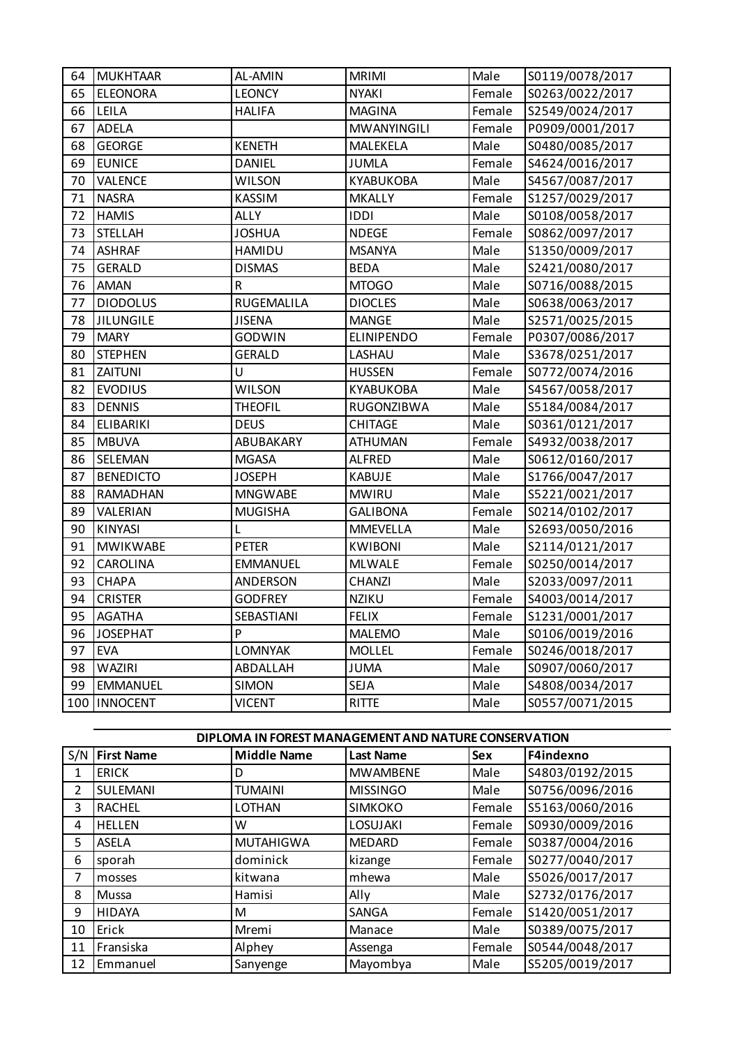| 64 | MUKHTAAR | AL-AMIN | MRIMI | Male | S0119/0078/2017 |
|---|---|---|---|---|---|
| 65 | ELEONORA | LEONCY | NYAKI | Female | S0263/0022/2017 |
| 66 | LEILA | HALIFA | MAGINA | Female | S2549/0024/2017 |
| 67 | ADELA | | MWANYINGILI | Female | P0909/0001/2017 |
| 68 | GEORGE | KENETH | MALEKELA | Male | S0480/0085/2017 |
| 69 | EUNICE | DANIEL | JUMLA | Female | S4624/0016/2017 |
| 70 | VALENCE | WILSON | KYABUKOBA | Male | S4567/0087/2017 |
| 71 | NASRA | KASSIM | MKALLY | Female | S1257/0029/2017 |
| 72 | HAMIS | ALLY | IDDI | Male | S0108/0058/2017 |
| 73 | STELLAH | JOSHUA | NDEGE | Female | S0862/0097/2017 |
| 74 | ASHRAF | HAMIDU | MSANYA | Male | S1350/0009/2017 |
| 75 | GERALD | DISMAS | BEDA | Male | S2421/0080/2017 |
| 76 | AMAN | R | MTOGO | Male | S0716/0088/2015 |
| 77 | DIODOLUS | RUGEMALILA | DIOCLES | Male | S0638/0063/2017 |
| 78 | JILUNGILE | JISENA | MANGE | Male | S2571/0025/2015 |
| 79 | MARY | GODWIN | ELINIPENDO | Female | P0307/0086/2017 |
| 80 | STEPHEN | GERALD | LASHAU | Male | S3678/0251/2017 |
| 81 | ZAITUNI | U | HUSSEN | Female | S0772/0074/2016 |
| 82 | EVODIUS | WILSON | KYABUKOBA | Male | S4567/0058/2017 |
| 83 | DENNIS | THEOFIL | RUGONZIBWA | Male | S5184/0084/2017 |
| 84 | ELIBARIKI | DEUS | CHITAGE | Male | S0361/0121/2017 |
| 85 | MBUVA | ABUBAKARY | ATHUMAN | Female | S4932/0038/2017 |
| 86 | SELEMAN | MGASA | ALFRED | Male | S0612/0160/2017 |
| 87 | BENEDICTO | JOSEPH | KABUJE | Male | S1766/0047/2017 |
| 88 | RAMADHAN | MNGWABE | MWIRU | Male | S5221/0021/2017 |
| 89 | VALERIAN | MUGISHA | GALIBONA | Female | S0214/0102/2017 |
| 90 | KINYASI | L | MMEVELLA | Male | S2693/0050/2016 |
| 91 | MWIKWABE | PETER | KWIBONI | Male | S2114/0121/2017 |
| 92 | CAROLINA | EMMANUEL | MLWALE | Female | S0250/0014/2017 |
| 93 | CHAPA | ANDERSON | CHANZI | Male | S2033/0097/2011 |
| 94 | CRISTER | GODFREY | NZIKU | Female | S4003/0014/2017 |
| 95 | AGATHA | SEBASTIANI | FELIX | Female | S1231/0001/2017 |
| 96 | JOSEPHAT | P | MALEMO | Male | S0106/0019/2016 |
| 97 | EVA | LOMNYAK | MOLLEL | Female | S0246/0018/2017 |
| 98 | WAZIRI | ABDALLAH | JUMA | Male | S0907/0060/2017 |
| 99 | EMMANUEL | SIMON | SEJA | Male | S4808/0034/2017 |
| 100 | INNOCENT | VICENT | RITTE | Male | S0557/0071/2015 |

**DIPLOMA IN FOREST MANAGEMENT AND NATURE CONSERVATION**

| S/N | First Name | Middle Name | Last Name | Sex | F4indexno |
|---|---|---|---|---|---|
| 1 | ERICK | D | MWAMBENE | Male | S4803/0192/2015 |
| 2 | SULEMANI | TUMAINI | MISSINGO | Male | S0756/0096/2016 |
| 3 | RACHEL | LOTHAN | SIMKOKO | Female | S5163/0060/2016 |
| 4 | HELLEN | W | LOSUJAKI | Female | S0930/0009/2016 |
| 5 | ASELA | MUTAHIGWA | MEDARD | Female | S0387/0004/2016 |
| 6 | sporah | dominick | kizange | Female | S0277/0040/2017 |
| 7 | mosses | kitwana | mhewa | Male | S5026/0017/2017 |
| 8 | Mussa | Hamisi | Ally | Male | S2732/0176/2017 |
| 9 | HIDAYA | M | SANGA | Female | S1420/0051/2017 |
| 10 | Erick | Mremi | Manace | Male | S0389/0075/2017 |
| 11 | Fransiska | Alphey | Assenga | Female | S0544/0048/2017 |
| 12 | Emmanuel | Sanyenge | Mayombya | Male | S5205/0019/2017 |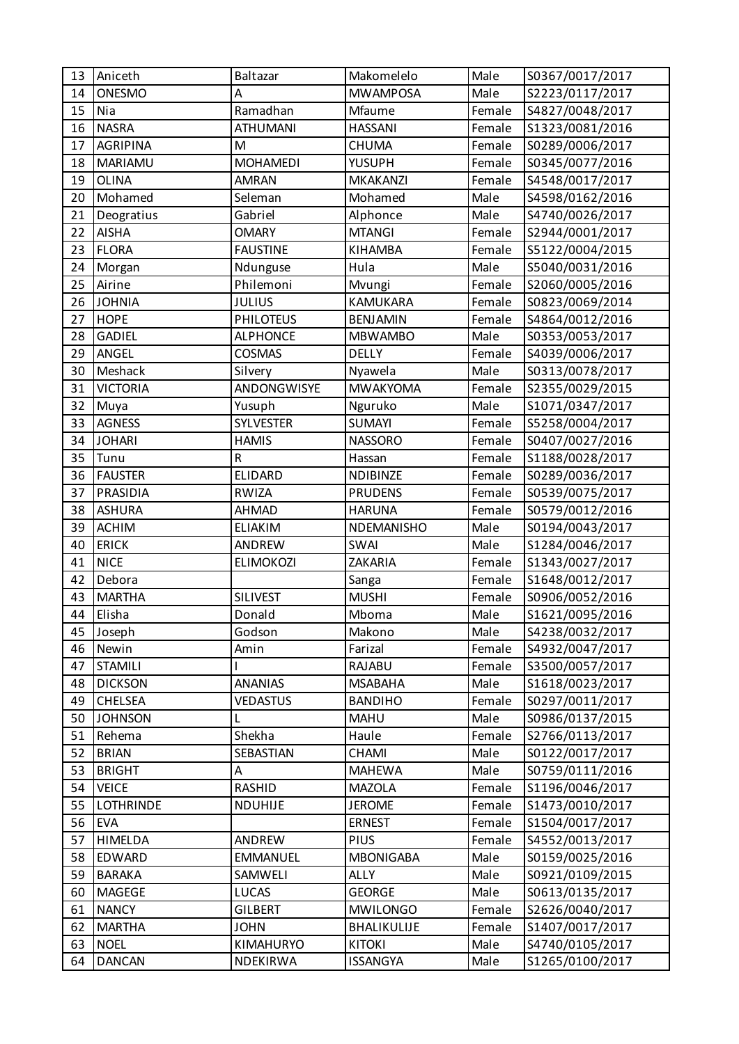| 13 | Aniceth | Baltazar | Makomelelo | Male | S0367/0017/2017 |
|---|---|---|---|---|---|
| 14 | ONESMO | A | MWAMPOSA | Male | S2223/0117/2017 |
| 15 | Nia | Ramadhan | Mfaume | Female | S4827/0048/2017 |
| 16 | NASRA | ATHUMANI | HASSANI | Female | S1323/0081/2016 |
| 17 | AGRIPINA | M | CHUMA | Female | S0289/0006/2017 |
| 18 | MARIAMU | MOHAMEDI | YUSUPH | Female | S0345/0077/2016 |
| 19 | OLINA | AMRAN | MKAKANZI | Female | S4548/0017/2017 |
| 20 | Mohamed | Seleman | Mohamed | Male | S4598/0162/2016 |
| 21 | Deogratius | Gabriel | Alphonce | Male | S4740/0026/2017 |
| 22 | AISHA | OMARY | MTANGI | Female | S2944/0001/2017 |
| 23 | FLORA | FAUSTINE | KIHAMBA | Female | S5122/0004/2015 |
| 24 | Morgan | Ndunguse | Hula | Male | S5040/0031/2016 |
| 25 | Airine | Philemoni | Mvungi | Female | S2060/0005/2016 |
| 26 | JOHNIA | JULIUS | KAMUKARA | Female | S0823/0069/2014 |
| 27 | HOPE | PHILOTEUS | BENJAMIN | Female | S4864/0012/2016 |
| 28 | GADIEL | ALPHONCE | MBWAMBO | Male | S0353/0053/2017 |
| 29 | ANGEL | COSMAS | DELLY | Female | S4039/0006/2017 |
| 30 | Meshack | Silvery | Nyawela | Male | S0313/0078/2017 |
| 31 | VICTORIA | ANDONGWISYE | MWAKYOMA | Female | S2355/0029/2015 |
| 32 | Muya | Yusuph | Nguruko | Male | S1071/0347/2017 |
| 33 | AGNESS | SYLVESTER | SUMAYI | Female | S5258/0004/2017 |
| 34 | JOHARI | HAMIS | NASSORO | Female | S0407/0027/2016 |
| 35 | Tunu | R | Hassan | Female | S1188/0028/2017 |
| 36 | FAUSTER | ELIDARD | NDIBINZE | Female | S0289/0036/2017 |
| 37 | PRASIDIA | RWIZA | PRUDENS | Female | S0539/0075/2017 |
| 38 | ASHURA | AHMAD | HARUNA | Female | S0579/0012/2016 |
| 39 | ACHIM | ELIAKIM | NDEMANISHO | Male | S0194/0043/2017 |
| 40 | ERICK | ANDREW | SWAI | Male | S1284/0046/2017 |
| 41 | NICE | ELIMOKOZI | ZAKARIA | Female | S1343/0027/2017 |
| 42 | Debora | | Sanga | Female | S1648/0012/2017 |
| 43 | MARTHA | SILIVEST | MUSHI | Female | S0906/0052/2016 |
| 44 | Elisha | Donald | Mboma | Male | S1621/0095/2016 |
| 45 | Joseph | Godson | Makono | Male | S4238/0032/2017 |
| 46 | Newin | Amin | Farizal | Female | S4932/0047/2017 |
| 47 | STAMILI | I | RAJABU | Female | S3500/0057/2017 |
| 48 | DICKSON | ANANIAS | MSABAHA | Male | S1618/0023/2017 |
| 49 | CHELSEA | VEDASTUS | BANDIHO | Female | S0297/0011/2017 |
| 50 | JOHNSON | L | MAHU | Male | S0986/0137/2015 |
| 51 | Rehema | Shekha | Haule | Female | S2766/0113/2017 |
| 52 | BRIAN | SEBASTIAN | CHAMI | Male | S0122/0017/2017 |
| 53 | BRIGHT | A | MAHEWA | Male | S0759/0111/2016 |
| 54 | VEICE | RASHID | MAZOLA | Female | S1196/0046/2017 |
| 55 | LOTHRINDE | NDUHIJE | JEROME | Female | S1473/0010/2017 |
| 56 | EVA | | ERNEST | Female | S1504/0017/2017 |
| 57 | HIMELDA | ANDREW | PIUS | Female | S4552/0013/2017 |
| 58 | EDWARD | EMMANUEL | MBONIGABA | Male | S0159/0025/2016 |
| 59 | BARAKA | SAMWELI | ALLY | Male | S0921/0109/2015 |
| 60 | MAGEGE | LUCAS | GEORGE | Male | S0613/0135/2017 |
| 61 | NANCY | GILBERT | MWILONGO | Female | S2626/0040/2017 |
| 62 | MARTHA | JOHN | BHALIKULIJE | Female | S1407/0017/2017 |
| 63 | NOEL | KIMAHURYO | KITOKI | Male | S4740/0105/2017 |
| 64 | DANCAN | NDEKIRWA | ISSANGYA | Male | S1265/0100/2017 |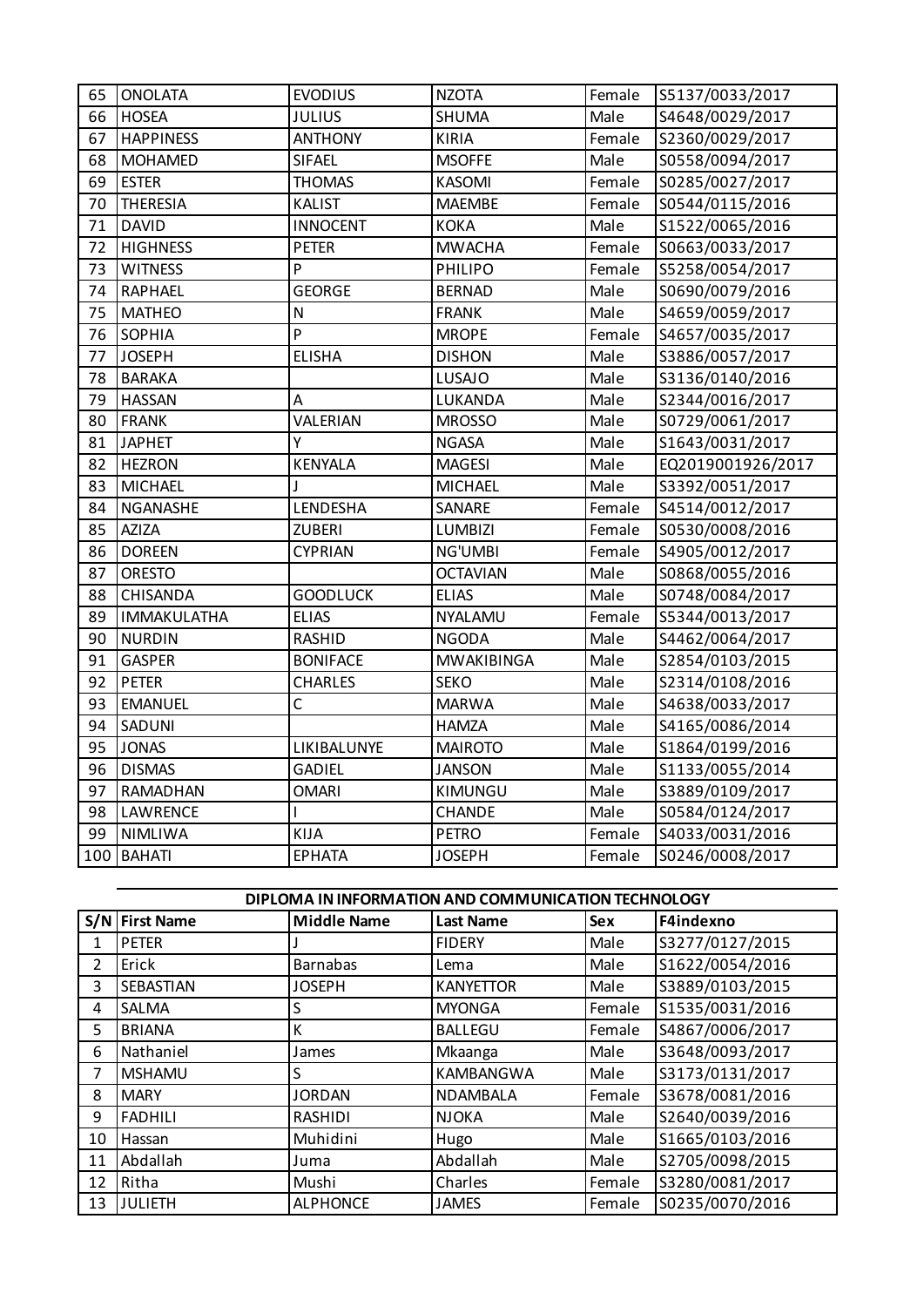| | | | | | |
|---|---|---|---|---|---|
| 65 | ONOLATA | EVODIUS | NZOTA | Female | S5137/0033/2017 |
| 66 | HOSEA | JULIUS | SHUMA | Male | S4648/0029/2017 |
| 67 | HAPPINESS | ANTHONY | KIRIA | Female | S2360/0029/2017 |
| 68 | MOHAMED | SIFAEL | MSOFFE | Male | S0558/0094/2017 |
| 69 | ESTER | THOMAS | KASOMI | Female | S0285/0027/2017 |
| 70 | THERESIA | KALIST | MAEMBE | Female | S0544/0115/2016 |
| 71 | DAVID | INNOCENT | KOKA | Male | S1522/0065/2016 |
| 72 | HIGHNESS | PETER | MWACHA | Female | S0663/0033/2017 |
| 73 | WITNESS | P | PHILIPO | Female | S5258/0054/2017 |
| 74 | RAPHAEL | GEORGE | BERNAD | Male | S0690/0079/2016 |
| 75 | MATHEO | N | FRANK | Male | S4659/0059/2017 |
| 76 | SOPHIA | P | MROPE | Female | S4657/0035/2017 |
| 77 | JOSEPH | ELISHA | DISHON | Male | S3886/0057/2017 |
| 78 | BARAKA | | LUSAJO | Male | S3136/0140/2016 |
| 79 | HASSAN | A | LUKANDA | Male | S2344/0016/2017 |
| 80 | FRANK | VALERIAN | MROSSO | Male | S0729/0061/2017 |
| 81 | JAPHET | Y | NGASA | Male | S1643/0031/2017 |
| 82 | HEZRON | KENYALA | MAGESI | Male | EQ2019001926/2017 |
| 83 | MICHAEL | J | MICHAEL | Male | S3392/0051/2017 |
| 84 | NGANASHE | LENDESHA | SANARE | Female | S4514/0012/2017 |
| 85 | AZIZA | ZUBERI | LUMBIZI | Female | S0530/0008/2016 |
| 86 | DOREEN | CYPRIAN | NG'UMBI | Female | S4905/0012/2017 |
| 87 | ORESTO | | OCTAVIAN | Male | S0868/0055/2016 |
| 88 | CHISANDA | GOODLUCK | ELIAS | Male | S0748/0084/2017 |
| 89 | IMMAKULATHA | ELIAS | NYALAMU | Female | S5344/0013/2017 |
| 90 | NURDIN | RASHID | NGODA | Male | S4462/0064/2017 |
| 91 | GASPER | BONIFACE | MWAKIBINGA | Male | S2854/0103/2015 |
| 92 | PETER | CHARLES | SEKO | Male | S2314/0108/2016 |
| 93 | EMANUEL | C | MARWA | Male | S4638/0033/2017 |
| 94 | SADUNI | | HAMZA | Male | S4165/0086/2014 |
| 95 | JONAS | LIKIBALUNYE | MAIROTO | Male | S1864/0199/2016 |
| 96 | DISMAS | GADIEL | JANSON | Male | S1133/0055/2014 |
| 97 | RAMADHAN | OMARI | KIMUNGU | Male | S3889/0109/2017 |
| 98 | LAWRENCE | I | CHANDE | Male | S0584/0124/2017 |
| 99 | NIMLIWA | KIJA | PETRO | Female | S4033/0031/2016 |
| 100 | BAHATI | EPHATA | JOSEPH | Female | S0246/0008/2017 |

**DIPLOMA IN INFORMATION AND COMMUNICATION TECHNOLOGY**

| S/N | First Name | Middle Name | Last Name | Sex | F4indexno |
|---|---|---|---|---|---|
| 1 | PETER | J | FIDERY | Male | S3277/0127/2015 |
| 2 | Erick | Barnabas | Lema | Male | S1622/0054/2016 |
| 3 | SEBASTIAN | JOSEPH | KANYETTOR | Male | S3889/0103/2015 |
| 4 | SALMA | S | MYONGA | Female | S1535/0031/2016 |
| 5 | BRIANA | K | BALLEGU | Female | S4867/0006/2017 |
| 6 | Nathaniel | James | Mkaanga | Male | S3648/0093/2017 |
| 7 | MSHAMU | S | KAMBANGWA | Male | S3173/0131/2017 |
| 8 | MARY | JORDAN | NDAMBALA | Female | S3678/0081/2016 |
| 9 | FADHILI | RASHIDI | NJOKA | Male | S2640/0039/2016 |
| 10 | Hassan | Muhidini | Hugo | Male | S1665/0103/2016 |
| 11 | Abdallah | Juma | Abdallah | Male | S2705/0098/2015 |
| 12 | Ritha | Mushi | Charles | Female | S3280/0081/2017 |
| 13 | JULIETH | ALPHONCE | JAMES | Female | S0235/0070/2016 |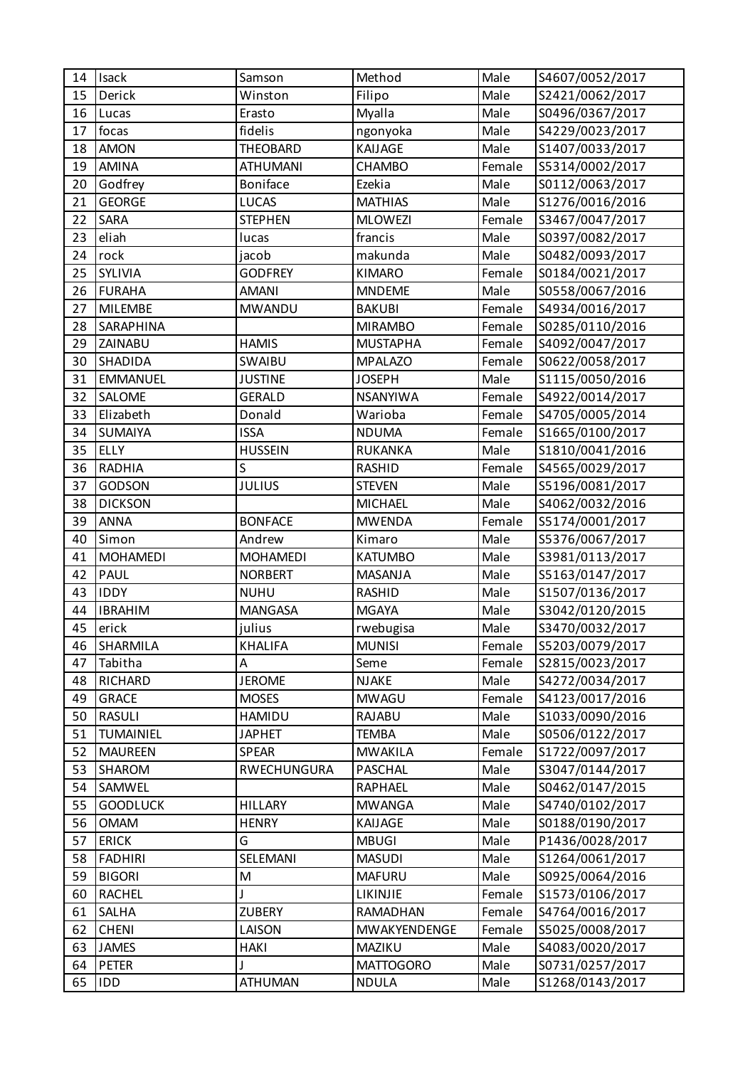| 14 | Isack | Samson | Method | Male | S4607/0052/2017 |
|---|---|---|---|---|---|
| 15 | Derick | Winston | Filipo | Male | S2421/0062/2017 |
| 16 | Lucas | Erasto | Myalla | Male | S0496/0367/2017 |
| 17 | focas | fidelis | ngonyoka | Male | S4229/0023/2017 |
| 18 | AMON | THEOBARD | KAIJAGE | Male | S1407/0033/2017 |
| 19 | AMINA | ATHUMANI | CHAMBO | Female | S5314/0002/2017 |
| 20 | Godfrey | Boniface | Ezekia | Male | S0112/0063/2017 |
| 21 | GEORGE | LUCAS | MATHIAS | Male | S1276/0016/2016 |
| 22 | SARA | STEPHEN | MLOWEZI | Female | S3467/0047/2017 |
| 23 | eliah | lucas | francis | Male | S0397/0082/2017 |
| 24 | rock | jacob | makunda | Male | S0482/0093/2017 |
| 25 | SYLIVIA | GODFREY | KIMARO | Female | S0184/0021/2017 |
| 26 | FURAHA | AMANI | MNDEME | Male | S0558/0067/2016 |
| 27 | MILEMBE | MWANDU | BAKUBI | Female | S4934/0016/2017 |
| 28 | SARAPHINA | | MIRAMBO | Female | S0285/0110/2016 |
| 29 | ZAINABU | HAMIS | MUSTAPHA | Female | S4092/0047/2017 |
| 30 | SHADIDA | SWAIBU | MPALAZO | Female | S0622/0058/2017 |
| 31 | EMMANUEL | JUSTINE | JOSEPH | Male | S1115/0050/2016 |
| 32 | SALOME | GERALD | NSANYIWA | Female | S4922/0014/2017 |
| 33 | Elizabeth | Donald | Warioba | Female | S4705/0005/2014 |
| 34 | SUMAIYA | ISSA | NDUMA | Female | S1665/0100/2017 |
| 35 | ELLY | HUSSEIN | RUKANKA | Male | S1810/0041/2016 |
| 36 | RADHIA | S | RASHID | Female | S4565/0029/2017 |
| 37 | GODSON | JULIUS | STEVEN | Male | S5196/0081/2017 |
| 38 | DICKSON | | MICHAEL | Male | S4062/0032/2016 |
| 39 | ANNA | BONFACE | MWENDA | Female | S5174/0001/2017 |
| 40 | Simon | Andrew | Kimaro | Male | S5376/0067/2017 |
| 41 | MOHAMEDI | MOHAMEDI | KATUMBO | Male | S3981/0113/2017 |
| 42 | PAUL | NORBERT | MASANJA | Male | S5163/0147/2017 |
| 43 | IDDY | NUHU | RASHID | Male | S1507/0136/2017 |
| 44 | IBRAHIM | MANGASA | MGAYA | Male | S3042/0120/2015 |
| 45 | erick | julius | rwebugisa | Male | S3470/0032/2017 |
| 46 | SHARMILA | KHALIFA | MUNISI | Female | S5203/0079/2017 |
| 47 | Tabitha | A | Seme | Female | S2815/0023/2017 |
| 48 | RICHARD | JEROME | NJAKE | Male | S4272/0034/2017 |
| 49 | GRACE | MOSES | MWAGU | Female | S4123/0017/2016 |
| 50 | RASULI | HAMIDU | RAJABU | Male | S1033/0090/2016 |
| 51 | TUMAINIEL | JAPHET | TEMBA | Male | S0506/0122/2017 |
| 52 | MAUREEN | SPEAR | MWAKILA | Female | S1722/0097/2017 |
| 53 | SHAROM | RWECHUNGURA | PASCHAL | Male | S3047/0144/2017 |
| 54 | SAMWEL | | RAPHAEL | Male | S0462/0147/2015 |
| 55 | GOODLUCK | HILLARY | MWANGA | Male | S4740/0102/2017 |
| 56 | OMAM | HENRY | KAIJAGE | Male | S0188/0190/2017 |
| 57 | ERICK | G | MBUGI | Male | P1436/0028/2017 |
| 58 | FADHIRI | SELEMANI | MASUDI | Male | S1264/0061/2017 |
| 59 | BIGORI | M | MAFURU | Male | S0925/0064/2016 |
| 60 | RACHEL | J | LIKINJIE | Female | S1573/0106/2017 |
| 61 | SALHA | ZUBERY | RAMADHAN | Female | S4764/0016/2017 |
| 62 | CHENI | LAISON | MWAKYENDENGE | Female | S5025/0008/2017 |
| 63 | JAMES | HAKI | MAZIKU | Male | S4083/0020/2017 |
| 64 | PETER | J | MATTOGORO | Male | S0731/0257/2017 |
| 65 | IDD | ATHUMAN | NDULA | Male | S1268/0143/2017 |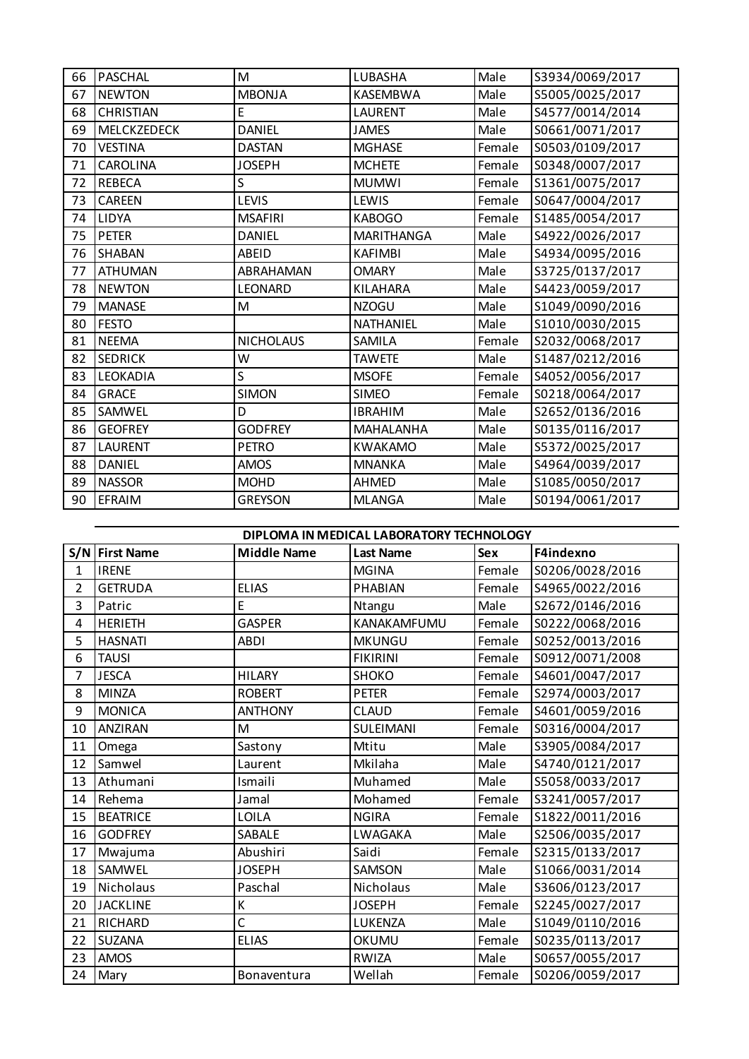| 66 | PASCHAL | M | LUBASHA | Male | S3934/0069/2017 |
|---|---|---|---|---|---|
| 67 | NEWTON | MBONJA | KASEMBWA | Male | S5005/0025/2017 |
| 68 | CHRISTIAN | E | LAURENT | Male | S4577/0014/2014 |
| 69 | MELCKZEDECK | DANIEL | JAMES | Male | S0661/0071/2017 |
| 70 | VESTINA | DASTAN | MGHASE | Female | S0503/0109/2017 |
| 71 | CAROLINA | JOSEPH | MCHETE | Female | S0348/0007/2017 |
| 72 | REBECA | S | MUMWI | Female | S1361/0075/2017 |
| 73 | CAREEN | LEVIS | LEWIS | Female | S0647/0004/2017 |
| 74 | LIDYA | MSAFIRI | KABOGO | Female | S1485/0054/2017 |
| 75 | PETER | DANIEL | MARITHANGA | Male | S4922/0026/2017 |
| 76 | SHABAN | ABEID | KAFIMBI | Male | S4934/0095/2016 |
| 77 | ATHUMAN | ABRAHAMAN | OMARY | Male | S3725/0137/2017 |
| 78 | NEWTON | LEONARD | KILAHARA | Male | S4423/0059/2017 |
| 79 | MANASE | M | NZOGU | Male | S1049/0090/2016 |
| 80 | FESTO | | NATHANIEL | Male | S1010/0030/2015 |
| 81 | NEEMA | NICHOLAUS | SAMILA | Female | S2032/0068/2017 |
| 82 | SEDRICK | W | TAWETE | Male | S1487/0212/2016 |
| 83 | LEOKADIA | S | MSOFE | Female | S4052/0056/2017 |
| 84 | GRACE | SIMON | SIMEO | Female | S0218/0064/2017 |
| 85 | SAMWEL | D | IBRAHIM | Male | S2652/0136/2016 |
| 86 | GEOFREY | GODFREY | MAHALANHA | Male | S0135/0116/2017 |
| 87 | LAURENT | PETRO | KWAKAMO | Male | S5372/0025/2017 |
| 88 | DANIEL | AMOS | MNANKA | Male | S4964/0039/2017 |
| 89 | NASSOR | MOHD | AHMED | Male | S1085/0050/2017 |
| 90 | EFRAIM | GREYSON | MLANGA | Male | S0194/0061/2017 |

**DIPLOMA IN MEDICAL LABORATORY TECHNOLOGY**

| S/N | First Name | Middle Name | Last Name | Sex | F4indexno |
|---|---|---|---|---|---|
| 1 | IRENE | | MGINA | Female | S0206/0028/2016 |
| 2 | GETRUDA | ELIAS | PHABIAN | Female | S4965/0022/2016 |
| 3 | Patric | E | Ntangu | Male | S2672/0146/2016 |
| 4 | HERIETH | GASPER | KANAKAMFUMU | Female | S0222/0068/2016 |
| 5 | HASNATI | ABDI | MKUNGU | Female | S0252/0013/2016 |
| 6 | TAUSI | | FIKIRINI | Female | S0912/0071/2008 |
| 7 | JESCA | HILARY | SHOKO | Female | S4601/0047/2017 |
| 8 | MINZA | ROBERT | PETER | Female | S2974/0003/2017 |
| 9 | MONICA | ANTHONY | CLAUD | Female | S4601/0059/2016 |
| 10 | ANZIRAN | M | SULEIMANI | Female | S0316/0004/2017 |
| 11 | Omega | Sastony | Mtitu | Male | S3905/0084/2017 |
| 12 | Samwel | Laurent | Mkilaha | Male | S4740/0121/2017 |
| 13 | Athumani | Ismaili | Muhamed | Male | S5058/0033/2017 |
| 14 | Rehema | Jamal | Mohamed | Female | S3241/0057/2017 |
| 15 | BEATRICE | LOILA | NGIRA | Female | S1822/0011/2016 |
| 16 | GODFREY | SABALE | LWAGAKA | Male | S2506/0035/2017 |
| 17 | Mwajuma | Abushiri | Saidi | Female | S2315/0133/2017 |
| 18 | SAMWEL | JOSEPH | SAMSON | Male | S1066/0031/2014 |
| 19 | Nicholaus | Paschal | Nicholaus | Male | S3606/0123/2017 |
| 20 | JACKLINE | K | JOSEPH | Female | S2245/0027/2017 |
| 21 | RICHARD | C | LUKENZA | Male | S1049/0110/2016 |
| 22 | SUZANA | ELIAS | OKUMU | Female | S0235/0113/2017 |
| 23 | AMOS | | RWIZA | Male | S0657/0055/2017 |
| 24 | Mary | Bonaventura | Wellah | Female | S0206/0059/2017 |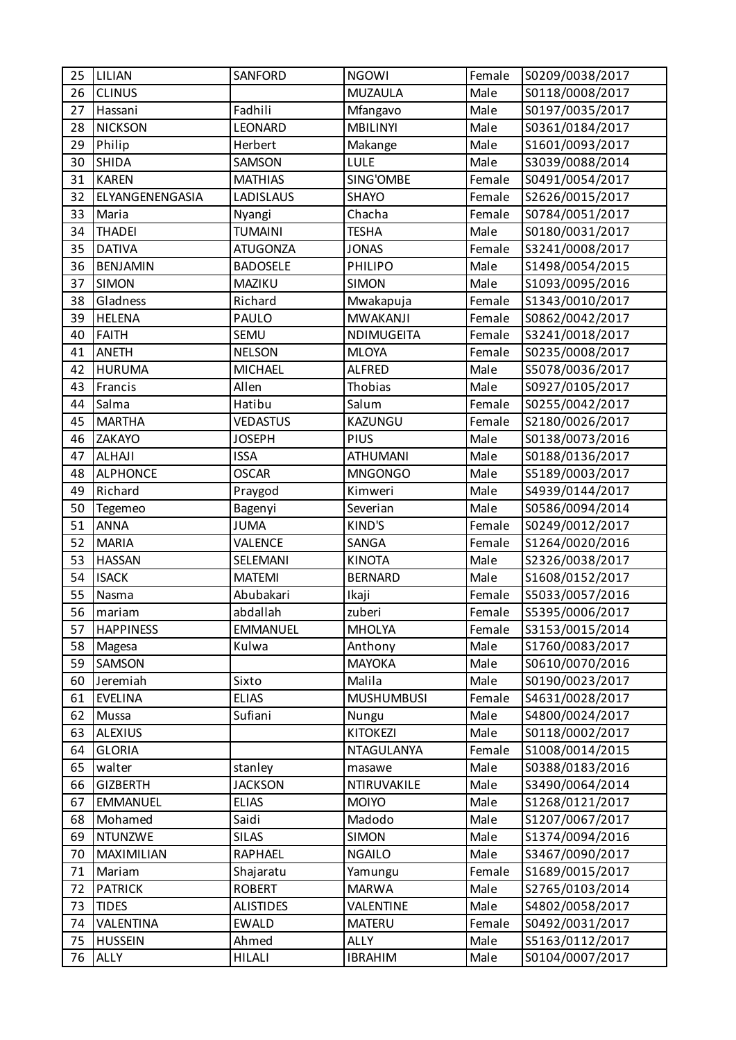| | | | | | |
|---|---|---|---|---|---|
| 25 | LILIAN | SANFORD | NGOWI | Female | S0209/0038/2017 |
| 26 | CLINUS | | MUZAULA | Male | S0118/0008/2017 |
| 27 | Hassani | Fadhili | Mfangavo | Male | S0197/0035/2017 |
| 28 | NICKSON | LEONARD | MBILINYI | Male | S0361/0184/2017 |
| 29 | Philip | Herbert | Makange | Male | S1601/0093/2017 |
| 30 | SHIDA | SAMSON | LULE | Male | S3039/0088/2014 |
| 31 | KAREN | MATHIAS | SING'OMBE | Female | S0491/0054/2017 |
| 32 | ELYANGENENGASIA | LADISLAUS | SHAYO | Female | S2626/0015/2017 |
| 33 | Maria | Nyangi | Chacha | Female | S0784/0051/2017 |
| 34 | THADEI | TUMAINI | TESHA | Male | S0180/0031/2017 |
| 35 | DATIVA | ATUGONZA | JONAS | Female | S3241/0008/2017 |
| 36 | BENJAMIN | BADOSELE | PHILIPO | Male | S1498/0054/2015 |
| 37 | SIMON | MAZIKU | SIMON | Male | S1093/0095/2016 |
| 38 | Gladness | Richard | Mwakapuja | Female | S1343/0010/2017 |
| 39 | HELENA | PAULO | MWAKANJI | Female | S0862/0042/2017 |
| 40 | FAITH | SEMU | NDIMUGEITA | Female | S3241/0018/2017 |
| 41 | ANETH | NELSON | MLOYA | Female | S0235/0008/2017 |
| 42 | HURUMA | MICHAEL | ALFRED | Male | S5078/0036/2017 |
| 43 | Francis | Allen | Thobias | Male | S0927/0105/2017 |
| 44 | Salma | Hatibu | Salum | Female | S0255/0042/2017 |
| 45 | MARTHA | VEDASTUS | KAZUNGU | Female | S2180/0026/2017 |
| 46 | ZAKAYO | JOSEPH | PIUS | Male | S0138/0073/2016 |
| 47 | ALHAJI | ISSA | ATHUMANI | Male | S0188/0136/2017 |
| 48 | ALPHONCE | OSCAR | MNGONGO | Male | S5189/0003/2017 |
| 49 | Richard | Praygod | Kimweri | Male | S4939/0144/2017 |
| 50 | Tegemeo | Bagenyi | Severian | Male | S0586/0094/2014 |
| 51 | ANNA | JUMA | KIND'S | Female | S0249/0012/2017 |
| 52 | MARIA | VALENCE | SANGA | Female | S1264/0020/2016 |
| 53 | HASSAN | SELEMANI | KINOTA | Male | S2326/0038/2017 |
| 54 | ISACK | MATEMI | BERNARD | Male | S1608/0152/2017 |
| 55 | Nasma | Abubakari | Ikaji | Female | S5033/0057/2016 |
| 56 | mariam | abdallah | zuberi | Female | S5395/0006/2017 |
| 57 | HAPPINESS | EMMANUEL | MHOLYA | Female | S3153/0015/2014 |
| 58 | Magesa | Kulwa | Anthony | Male | S1760/0083/2017 |
| 59 | SAMSON | | MAYOKA | Male | S0610/0070/2016 |
| 60 | Jeremiah | Sixto | Malila | Male | S0190/0023/2017 |
| 61 | EVELINA | ELIAS | MUSHUMBUSI | Female | S4631/0028/2017 |
| 62 | Mussa | Sufiani | Nungu | Male | S4800/0024/2017 |
| 63 | ALEXIUS | | KITOKEZI | Male | S0118/0002/2017 |
| 64 | GLORIA | | NTAGULANYA | Female | S1008/0014/2015 |
| 65 | walter | stanley | masawe | Male | S0388/0183/2016 |
| 66 | GIZBERTH | JACKSON | NTIRUVAKILE | Male | S3490/0064/2014 |
| 67 | EMMANUEL | ELIAS | MOIYO | Male | S1268/0121/2017 |
| 68 | Mohamed | Saidi | Madodo | Male | S1207/0067/2017 |
| 69 | NTUNZWE | SILAS | SIMON | Male | S1374/0094/2016 |
| 70 | MAXIMILIAN | RAPHAEL | NGAILO | Male | S3467/0090/2017 |
| 71 | Mariam | Shajaratu | Yamungu | Female | S1689/0015/2017 |
| 72 | PATRICK | ROBERT | MARWA | Male | S2765/0103/2014 |
| 73 | TIDES | ALISTIDES | VALENTINE | Male | S4802/0058/2017 |
| 74 | VALENTINA | EWALD | MATERU | Female | S0492/0031/2017 |
| 75 | HUSSEIN | Ahmed | ALLY | Male | S5163/0112/2017 |
| 76 | ALLY | HILALI | IBRAHIM | Male | S0104/0007/2017 |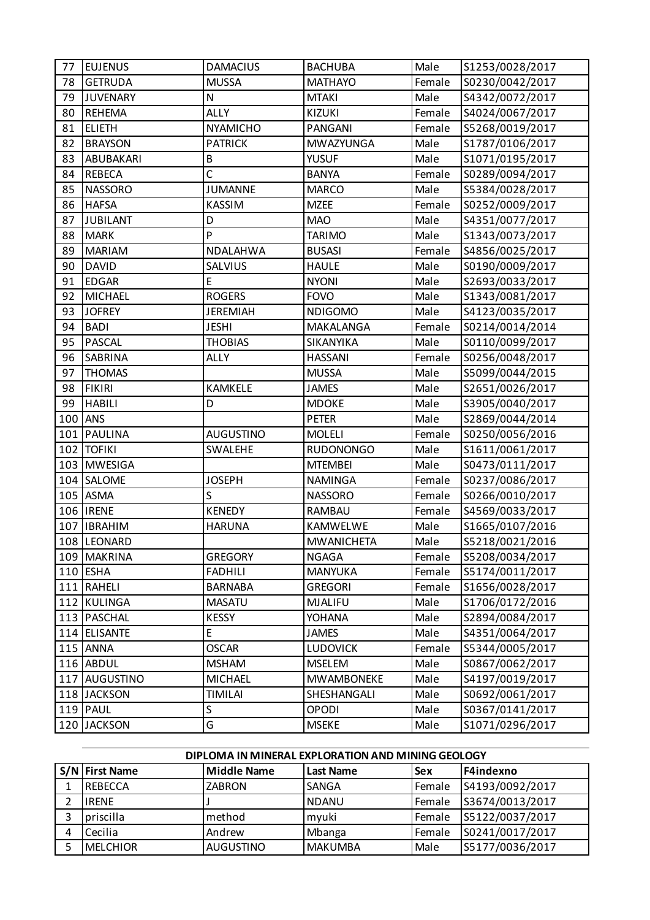| | | | | | |
|---|---|---|---|---|---|
| 77 | EUJENUS | DAMACIUS | BACHUBA | Male | S1253/0028/2017 |
| 78 | GETRUDA | MUSSA | MATHAYO | Female | S0230/0042/2017 |
| 79 | JUVENARY | N | MTAKI | Male | S4342/0072/2017 |
| 80 | REHEMA | ALLY | KIZUKI | Female | S4024/0067/2017 |
| 81 | ELIETH | NYAMICHO | PANGANI | Female | S5268/0019/2017 |
| 82 | BRAYSON | PATRICK | MWAZYUNGA | Male | S1787/0106/2017 |
| 83 | ABUBAKARI | B | YUSUF | Male | S1071/0195/2017 |
| 84 | REBECA | C | BANYA | Female | S0289/0094/2017 |
| 85 | NASSORO | JUMANNE | MARCO | Male | S5384/0028/2017 |
| 86 | HAFSA | KASSIM | MZEE | Female | S0252/0009/2017 |
| 87 | JUBILANT | D | MAO | Male | S4351/0077/2017 |
| 88 | MARK | P | TARIMO | Male | S1343/0073/2017 |
| 89 | MARIAM | NDALAHWA | BUSASI | Female | S4856/0025/2017 |
| 90 | DAVID | SALVIUS | HAULE | Male | S0190/0009/2017 |
| 91 | EDGAR | E | NYONI | Male | S2693/0033/2017 |
| 92 | MICHAEL | ROGERS | FOVO | Male | S1343/0081/2017 |
| 93 | JOFREY | JEREMIAH | NDIGOMO | Male | S4123/0035/2017 |
| 94 | BADI | JESHI | MAKALANGA | Female | S0214/0014/2014 |
| 95 | PASCAL | THOBIAS | SIKANYIKA | Male | S0110/0099/2017 |
| 96 | SABRINA | ALLY | HASSANI | Female | S0256/0048/2017 |
| 97 | THOMAS | | MUSSA | Male | S5099/0044/2015 |
| 98 | FIKIRI | KAMKELE | JAMES | Male | S2651/0026/2017 |
| 99 | HABILI | D | MDOKE | Male | S3905/0040/2017 |
| 100 | ANS | | PETER | Male | S2869/0044/2014 |
| 101 | PAULINA | AUGUSTINO | MOLELI | Female | S0250/0056/2016 |
| 102 | TOFIKI | SWALEHE | RUDONONGO | Male | S1611/0061/2017 |
| 103 | MWESIGA | | MTEMBEI | Male | S0473/0111/2017 |
| 104 | SALOME | JOSEPH | NAMINGA | Female | S0237/0086/2017 |
| 105 | ASMA | S | NASSORO | Female | S0266/0010/2017 |
| 106 | IRENE | KENEDY | RAMBAU | Female | S4569/0033/2017 |
| 107 | IBRAHIM | HARUNA | KAMWELWE | Male | S1665/0107/2016 |
| 108 | LEONARD | | MWANICHETA | Male | S5218/0021/2016 |
| 109 | MAKRINA | GREGORY | NGAGA | Female | S5208/0034/2017 |
| 110 | ESHA | FADHILI | MANYUKA | Female | S5174/0011/2017 |
| 111 | RAHELI | BARNABA | GREGORI | Female | S1656/0028/2017 |
| 112 | KULINGA | MASATU | MJALIFU | Male | S1706/0172/2016 |
| 113 | PASCHAL | KESSY | YOHANA | Male | S2894/0084/2017 |
| 114 | ELISANTE | E | JAMES | Male | S4351/0064/2017 |
| 115 | ANNA | OSCAR | LUDOVICK | Female | S5344/0005/2017 |
| 116 | ABDUL | MSHAM | MSELEM | Male | S0867/0062/2017 |
| 117 | AUGUSTINO | MICHAEL | MWAMBONEKE | Male | S4197/0019/2017 |
| 118 | JACKSON | TIMILAI | SHESHANGALI | Male | S0692/0061/2017 |
| 119 | PAUL | S | OPODI | Male | S0367/0141/2017 |
| 120 | JACKSON | G | MSEKE | Male | S1071/0296/2017 |

**DIPLOMA IN MINERAL EXPLORATION AND MINING GEOLOGY**

| S/N | First Name | Middle Name | Last Name | Sex | F4indexno |
|---|---|---|---|---|---|
| 1 | REBECCA | ZABRON | SANGA | Female | S4193/0092/2017 |
| 2 | IRENE | J | NDANU | Female | S3674/0013/2017 |
| 3 | priscilla | method | myuki | Female | S5122/0037/2017 |
| 4 | Cecilia | Andrew | Mbanga | Female | S0241/0017/2017 |
| 5 | MELCHIOR | AUGUSTINO | MAKUMBA | Male | S5177/0036/2017 |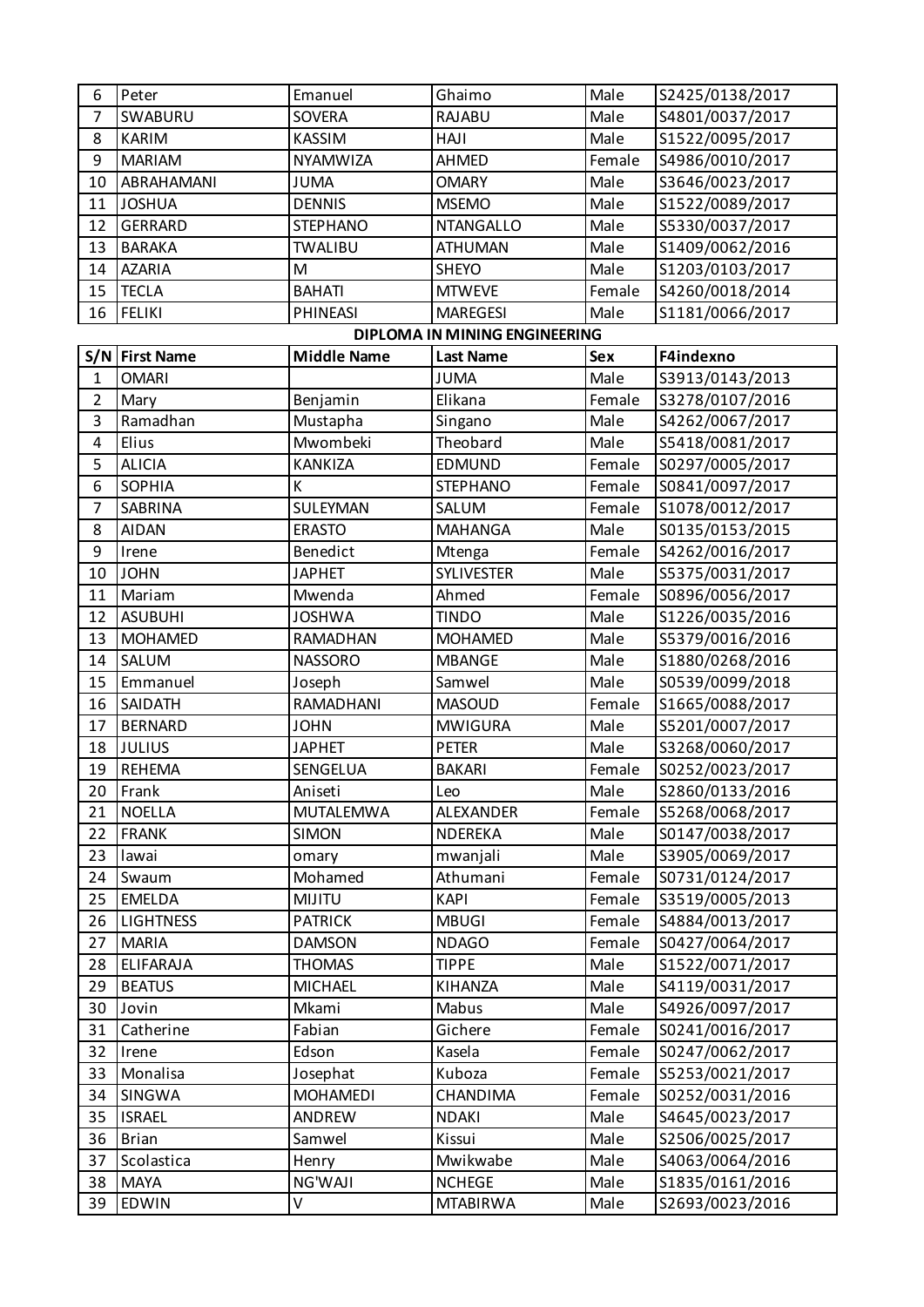| | | | | | |
|---|---|---|---|---|---|
| 6 | Peter | Emanuel | Ghaimo | Male | S2425/0138/2017 |
| 7 | SWABURU | SOVERA | RAJABU | Male | S4801/0037/2017 |
| 8 | KARIM | KASSIM | HAJI | Male | S1522/0095/2017 |
| 9 | MARIAM | NYAMWIZA | AHMED | Female | S4986/0010/2017 |
| 10 | ABRAHAMANI | JUMA | OMARY | Male | S3646/0023/2017 |
| 11 | JOSHUA | DENNIS | MSEMO | Male | S1522/0089/2017 |
| 12 | GERRARD | STEPHANO | NTANGALLO | Male | S5330/0037/2017 |
| 13 | BARAKA | TWALIBU | ATHUMAN | Male | S1409/0062/2016 |
| 14 | AZARIA | M | SHEYO | Male | S1203/0103/2017 |
| 15 | TECLA | BAHATI | MTWEVE | Female | S4260/0018/2014 |
| 16 | FELIKI | PHINEASI | MAREGESI | Male | S1181/0066/2017 |

## DIPLOMA IN MINING ENGINEERING

| S/N | First Name | Middle Name | Last Name | Sex | F4indexno |
|---|---|---|---|---|---|
| 1 | OMARI | | JUMA | Male | S3913/0143/2013 |
| 2 | Mary | Benjamin | Elikana | Female | S3278/0107/2016 |
| 3 | Ramadhan | Mustapha | Singano | Male | S4262/0067/2017 |
| 4 | Elius | Mwombeki | Theobard | Male | S5418/0081/2017 |
| 5 | ALICIA | KANKIZA | EDMUND | Female | S0297/0005/2017 |
| 6 | SOPHIA | K | STEPHANO | Female | S0841/0097/2017 |
| 7 | SABRINA | SULEYMAN | SALUM | Female | S1078/0012/2017 |
| 8 | AIDAN | ERASTO | MAHANGA | Male | S0135/0153/2015 |
| 9 | Irene | Benedict | Mtenga | Female | S4262/0016/2017 |
| 10 | JOHN | JAPHET | SYLIVESTER | Male | S5375/0031/2017 |
| 11 | Mariam | Mwenda | Ahmed | Female | S0896/0056/2017 |
| 12 | ASUBUHI | JOSHWA | TINDO | Male | S1226/0035/2016 |
| 13 | MOHAMED | RAMADHAN | MOHAMED | Male | S5379/0016/2016 |
| 14 | SALUM | NASSORO | MBANGE | Male | S1880/0268/2016 |
| 15 | Emmanuel | Joseph | Samwel | Male | S0539/0099/2018 |
| 16 | SAIDATH | RAMADHANI | MASOUD | Female | S1665/0088/2017 |
| 17 | BERNARD | JOHN | MWIGURA | Male | S5201/0007/2017 |
| 18 | JULIUS | JAPHET | PETER | Male | S3268/0060/2017 |
| 19 | REHEMA | SENGELUA | BAKARI | Female | S0252/0023/2017 |
| 20 | Frank | Aniseti | Leo | Male | S2860/0133/2016 |
| 21 | NOELLA | MUTALEMWA | ALEXANDER | Female | S5268/0068/2017 |
| 22 | FRANK | SIMON | NDEREKA | Male | S0147/0038/2017 |
| 23 | lawai | omary | mwanjali | Male | S3905/0069/2017 |
| 24 | Swaum | Mohamed | Athumani | Female | S0731/0124/2017 |
| 25 | EMELDA | MIJITU | KAPI | Female | S3519/0005/2013 |
| 26 | LIGHTNESS | PATRICK | MBUGI | Female | S4884/0013/2017 |
| 27 | MARIA | DAMSON | NDAGO | Female | S0427/0064/2017 |
| 28 | ELIFARAJA | THOMAS | TIPPE | Male | S1522/0071/2017 |
| 29 | BEATUS | MICHAEL | KIHANZA | Male | S4119/0031/2017 |
| 30 | Jovin | Mkami | Mabus | Male | S4926/0097/2017 |
| 31 | Catherine | Fabian | Gichere | Female | S0241/0016/2017 |
| 32 | Irene | Edson | Kasela | Female | S0247/0062/2017 |
| 33 | Monalisa | Josephat | Kuboza | Female | S5253/0021/2017 |
| 34 | SINGWA | MOHAMEDI | CHANDIMA | Female | S0252/0031/2016 |
| 35 | ISRAEL | ANDREW | NDAKI | Male | S4645/0023/2017 |
| 36 | Brian | Samwel | Kissui | Male | S2506/0025/2017 |
| 37 | Scolastica | Henry | Mwikwabe | Male | S4063/0064/2016 |
| 38 | MAYA | NG'WAJI | NCHEGE | Male | S1835/0161/2016 |
| 39 | EDWIN | V | MTABIRWA | Male | S2693/0023/2016 |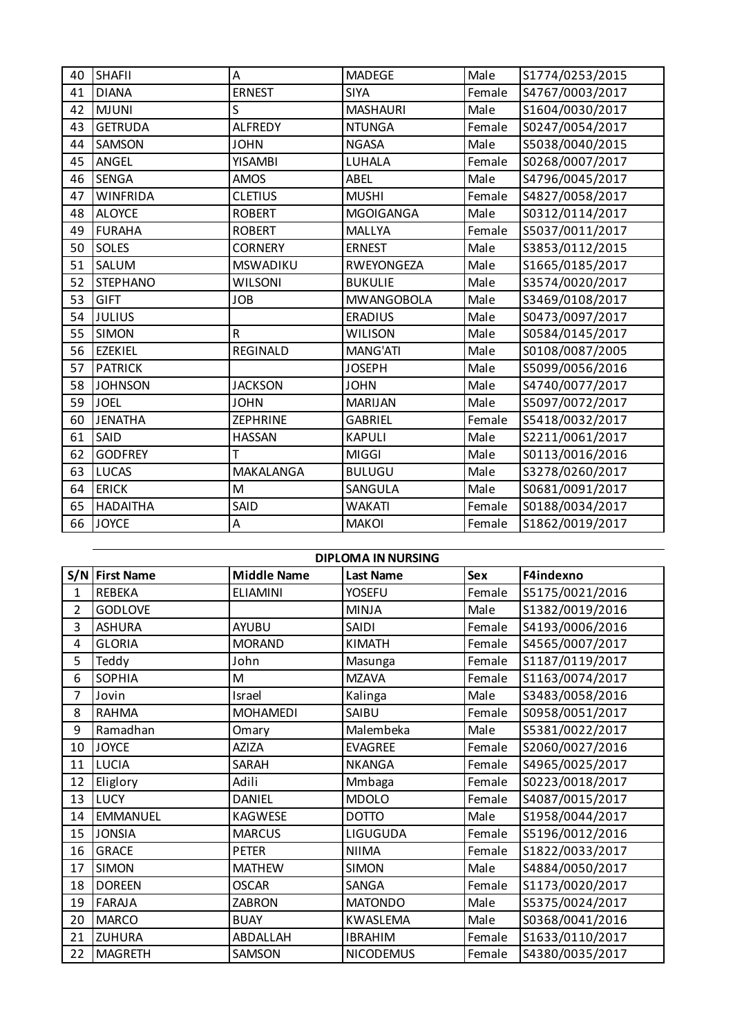| | | | | | |
|---|---|---|---|---|---|
| 40 | SHAFII | A | MADEGE | Male | S1774/0253/2015 |
| 41 | DIANA | ERNEST | SIYA | Female | S4767/0003/2017 |
| 42 | MJUNI | S | MASHAURI | Male | S1604/0030/2017 |
| 43 | GETRUDA | ALFREDY | NTUNGA | Female | S0247/0054/2017 |
| 44 | SAMSON | JOHN | NGASA | Male | S5038/0040/2015 |
| 45 | ANGEL | YISAMBI | LUHALA | Female | S0268/0007/2017 |
| 46 | SENGA | AMOS | ABEL | Male | S4796/0045/2017 |
| 47 | WINFRIDA | CLETIUS | MUSHI | Female | S4827/0058/2017 |
| 48 | ALOYCE | ROBERT | MGOIGANGA | Male | S0312/0114/2017 |
| 49 | FURAHA | ROBERT | MALLYA | Female | S5037/0011/2017 |
| 50 | SOLES | CORNERY | ERNEST | Male | S3853/0112/2015 |
| 51 | SALUM | MSWADIKU | RWEYONGEZA | Male | S1665/0185/2017 |
| 52 | STEPHANO | WILSONI | BUKULIE | Male | S3574/0020/2017 |
| 53 | GIFT | JOB | MWANGOBOLA | Male | S3469/0108/2017 |
| 54 | JULIUS | | ERADIUS | Male | S0473/0097/2017 |
| 55 | SIMON | R | WILISON | Male | S0584/0145/2017 |
| 56 | EZEKIEL | REGINALD | MANG'ATI | Male | S0108/0087/2005 |
| 57 | PATRICK | | JOSEPH | Male | S5099/0056/2016 |
| 58 | JOHNSON | JACKSON | JOHN | Male | S4740/0077/2017 |
| 59 | JOEL | JOHN | MARIJAN | Male | S5097/0072/2017 |
| 60 | JENATHA | ZEPHRINE | GABRIEL | Female | S5418/0032/2017 |
| 61 | SAID | HASSAN | KAPULI | Male | S2211/0061/2017 |
| 62 | GODFREY | T | MIGGI | Male | S0113/0016/2016 |
| 63 | LUCAS | MAKALANGA | BULUGU | Male | S3278/0260/2017 |
| 64 | ERICK | M | SANGULA | Male | S0681/0091/2017 |
| 65 | HADAITHA | SAID | WAKATI | Female | S0188/0034/2017 |
| 66 | JOYCE | A | MAKOI | Female | S1862/0019/2017 |

**DIPLOMA IN NURSING**

| S/N | First Name | Middle Name | Last Name | Sex | F4indexno |
|---|---|---|---|---|---|
| 1 | REBEKA | ELIAMINI | YOSEFU | Female | S5175/0021/2016 |
| 2 | GODLOVE | | MINJA | Male | S1382/0019/2016 |
| 3 | ASHURA | AYUBU | SAIDI | Female | S4193/0006/2016 |
| 4 | GLORIA | MORAND | KIMATH | Female | S4565/0007/2017 |
| 5 | Teddy | John | Masunga | Female | S1187/0119/2017 |
| 6 | SOPHIA | M | MZAVA | Female | S1163/0074/2017 |
| 7 | Jovin | Israel | Kalinga | Male | S3483/0058/2016 |
| 8 | RAHMA | MOHAMEDI | SAIBU | Female | S0958/0051/2017 |
| 9 | Ramadhan | Omary | Malembeka | Male | S5381/0022/2017 |
| 10 | JOYCE | AZIZA | EVAGREE | Female | S2060/0027/2016 |
| 11 | LUCIA | SARAH | NKANGA | Female | S4965/0025/2017 |
| 12 | Eliglory | Adili | Mmbaga | Female | S0223/0018/2017 |
| 13 | LUCY | DANIEL | MDOLO | Female | S4087/0015/2017 |
| 14 | EMMANUEL | KAGWESE | DOTTO | Male | S1958/0044/2017 |
| 15 | JONSIA | MARCUS | LIGUGUDA | Female | S5196/0012/2016 |
| 16 | GRACE | PETER | NIIMA | Female | S1822/0033/2017 |
| 17 | SIMON | MATHEW | SIMON | Male | S4884/0050/2017 |
| 18 | DOREEN | OSCAR | SANGA | Female | S1173/0020/2017 |
| 19 | FARAJA | ZABRON | MATONDO | Male | S5375/0024/2017 |
| 20 | MARCO | BUAY | KWASLEMA | Male | S0368/0041/2016 |
| 21 | ZUHURA | ABDALLAH | IBRAHIM | Female | S1633/0110/2017 |
| 22 | MAGRETH | SAMSON | NICODEMUS | Female | S4380/0035/2017 |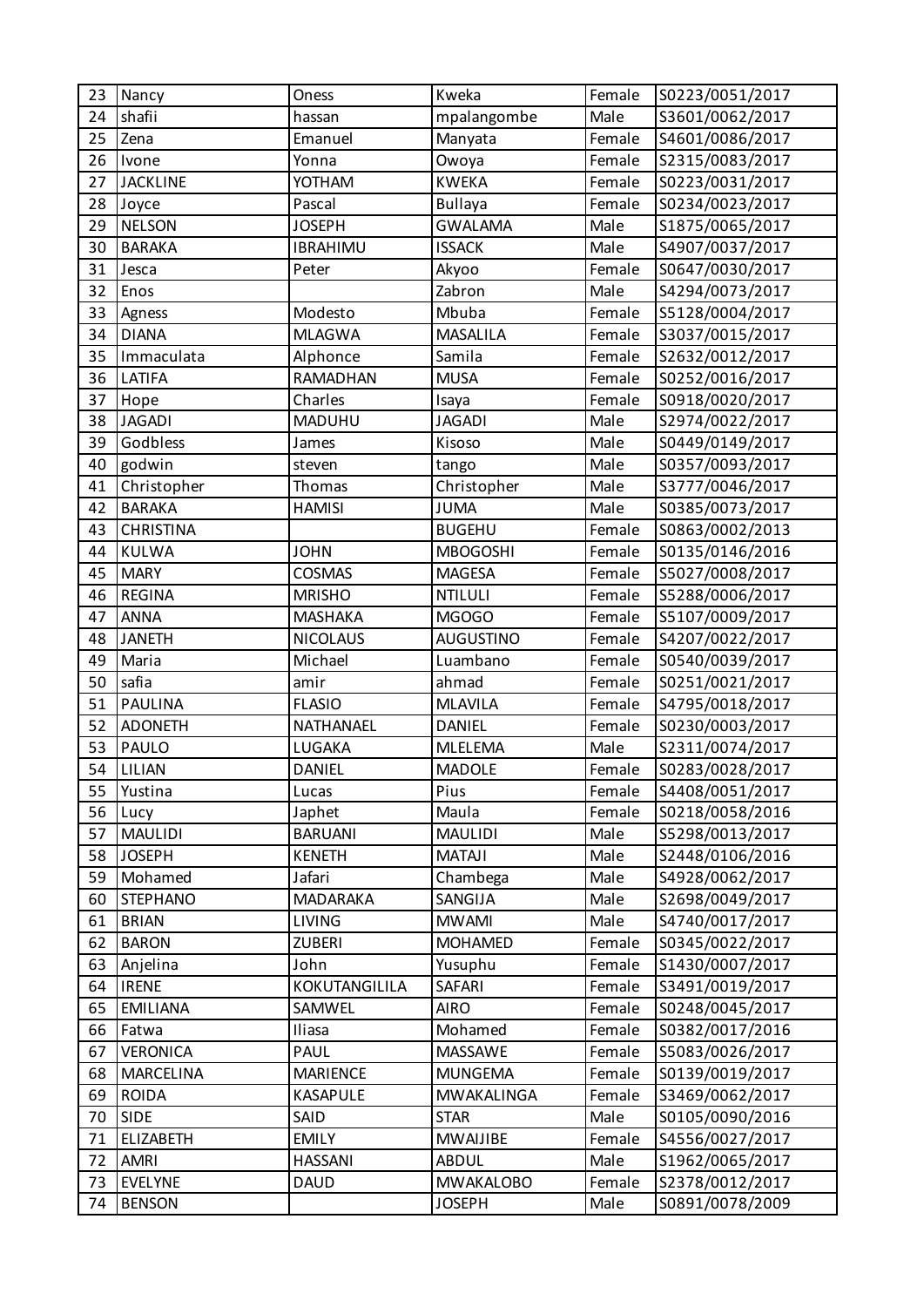| 23 | Nancy | Oness | Kweka | Female | S0223/0051/2017 |
|---|---|---|---|---|---|
| 24 | shafii | hassan | mpalangombe | Male | S3601/0062/2017 |
| 25 | Zena | Emanuel | Manyata | Female | S4601/0086/2017 |
| 26 | Ivone | Yonna | Owoya | Female | S2315/0083/2017 |
| 27 | JACKLINE | YOTHAM | KWEKA | Female | S0223/0031/2017 |
| 28 | Joyce | Pascal | Bullaya | Female | S0234/0023/2017 |
| 29 | NELSON | JOSEPH | GWALAMA | Male | S1875/0065/2017 |
| 30 | BARAKA | IBRAHIMU | ISSACK | Male | S4907/0037/2017 |
| 31 | Jesca | Peter | Akyoo | Female | S0647/0030/2017 |
| 32 | Enos | | Zabron | Male | S4294/0073/2017 |
| 33 | Agness | Modesto | Mbuba | Female | S5128/0004/2017 |
| 34 | DIANA | MLAGWA | MASALILA | Female | S3037/0015/2017 |
| 35 | Immaculata | Alphonce | Samila | Female | S2632/0012/2017 |
| 36 | LATIFA | RAMADHAN | MUSA | Female | S0252/0016/2017 |
| 37 | Hope | Charles | Isaya | Female | S0918/0020/2017 |
| 38 | JAGADI | MADUHU | JAGADI | Male | S2974/0022/2017 |
| 39 | Godbless | James | Kisoso | Male | S0449/0149/2017 |
| 40 | godwin | steven | tango | Male | S0357/0093/2017 |
| 41 | Christopher | Thomas | Christopher | Male | S3777/0046/2017 |
| 42 | BARAKA | HAMISI | JUMA | Male | S0385/0073/2017 |
| 43 | CHRISTINA | | BUGEHU | Female | S0863/0002/2013 |
| 44 | KULWA | JOHN | MBOGOSHI | Female | S0135/0146/2016 |
| 45 | MARY | COSMAS | MAGESA | Female | S5027/0008/2017 |
| 46 | REGINA | MRISHO | NTILULI | Female | S5288/0006/2017 |
| 47 | ANNA | MASHAKA | MGOGO | Female | S5107/0009/2017 |
| 48 | JANETH | NICOLAUS | AUGUSTINO | Female | S4207/0022/2017 |
| 49 | Maria | Michael | Luambano | Female | S0540/0039/2017 |
| 50 | safia | amir | ahmad | Female | S0251/0021/2017 |
| 51 | PAULINA | FLASIO | MLAVILA | Female | S4795/0018/2017 |
| 52 | ADONETH | NATHANAEL | DANIEL | Female | S0230/0003/2017 |
| 53 | PAULO | LUGAKA | MLELEMA | Male | S2311/0074/2017 |
| 54 | LILIAN | DANIEL | MADOLE | Female | S0283/0028/2017 |
| 55 | Yustina | Lucas | Pius | Female | S4408/0051/2017 |
| 56 | Lucy | Japhet | Maula | Female | S0218/0058/2016 |
| 57 | MAULIDI | BARUANI | MAULIDI | Male | S5298/0013/2017 |
| 58 | JOSEPH | KENETH | MATAJI | Male | S2448/0106/2016 |
| 59 | Mohamed | Jafari | Chambega | Male | S4928/0062/2017 |
| 60 | STEPHANO | MADARAKA | SANGIJA | Male | S2698/0049/2017 |
| 61 | BRIAN | LIVING | MWAMI | Male | S4740/0017/2017 |
| 62 | BARON | ZUBERI | MOHAMED | Female | S0345/0022/2017 |
| 63 | Anjelina | John | Yusuphu | Female | S1430/0007/2017 |
| 64 | IRENE | KOKUTANGILILA | SAFARI | Female | S3491/0019/2017 |
| 65 | EMILIANA | SAMWEL | AIRO | Female | S0248/0045/2017 |
| 66 | Fatwa | Iliasa | Mohamed | Female | S0382/0017/2016 |
| 67 | VERONICA | PAUL | MASSAWE | Female | S5083/0026/2017 |
| 68 | MARCELINA | MARIENCE | MUNGEMA | Female | S0139/0019/2017 |
| 69 | ROIDA | KASAPULE | MWAKALINGA | Female | S3469/0062/2017 |
| 70 | SIDE | SAID | STAR | Male | S0105/0090/2016 |
| 71 | ELIZABETH | EMILY | MWAIJIBE | Female | S4556/0027/2017 |
| 72 | AMRI | HASSANI | ABDUL | Male | S1962/0065/2017 |
| 73 | EVELYNE | DAUD | MWAKALOBO | Female | S2378/0012/2017 |
| 74 | BENSON | | JOSEPH | Male | S0891/0078/2009 |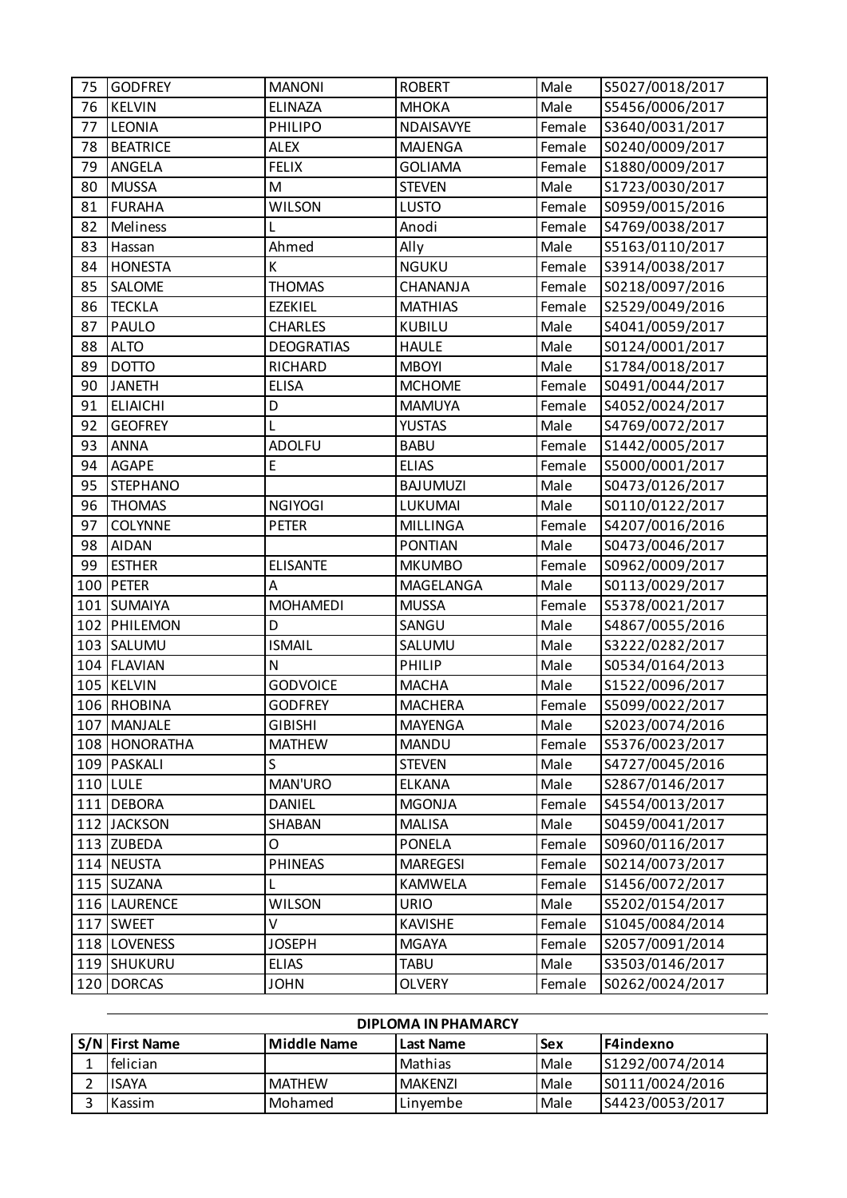| 75 | GODFREY | MANONI | ROBERT | Male | S5027/0018/2017 |
|---|---|---|---|---|---|
| 76 | KELVIN | ELINAZA | MHOKA | Male | S5456/0006/2017 |
| 77 | LEONIA | PHILIPO | NDAISAVYE | Female | S3640/0031/2017 |
| 78 | BEATRICE | ALEX | MAJENGA | Female | S0240/0009/2017 |
| 79 | ANGELA | FELIX | GOLIAMA | Female | S1880/0009/2017 |
| 80 | MUSSA | M | STEVEN | Male | S1723/0030/2017 |
| 81 | FURAHA | WILSON | LUSTO | Female | S0959/0015/2016 |
| 82 | Meliness | L | Anodi | Female | S4769/0038/2017 |
| 83 | Hassan | Ahmed | Ally | Male | S5163/0110/2017 |
| 84 | HONESTA | K | NGUKU | Female | S3914/0038/2017 |
| 85 | SALOME | THOMAS | CHANANJA | Female | S0218/0097/2016 |
| 86 | TECKLA | EZEKIEL | MATHIAS | Female | S2529/0049/2016 |
| 87 | PAULO | CHARLES | KUBILU | Male | S4041/0059/2017 |
| 88 | ALTO | DEOGRATIAS | HAULE | Male | S0124/0001/2017 |
| 89 | DOTTO | RICHARD | MBOYI | Male | S1784/0018/2017 |
| 90 | JANETH | ELISA | MCHOME | Female | S0491/0044/2017 |
| 91 | ELIAICHI | D | MAMUYA | Female | S4052/0024/2017 |
| 92 | GEOFREY | L | YUSTAS | Male | S4769/0072/2017 |
| 93 | ANNA | ADOLFU | BABU | Female | S1442/0005/2017 |
| 94 | AGAPE | E | ELIAS | Female | S5000/0001/2017 |
| 95 | STEPHANO | | BAJUMUZI | Male | S0473/0126/2017 |
| 96 | THOMAS | NGIYOGI | LUKUMAI | Male | S0110/0122/2017 |
| 97 | COLYNNE | PETER | MILLINGA | Female | S4207/0016/2016 |
| 98 | AIDAN | | PONTIAN | Male | S0473/0046/2017 |
| 99 | ESTHER | ELISANTE | MKUMBO | Female | S0962/0009/2017 |
| 100 | PETER | A | MAGELANGA | Male | S0113/0029/2017 |
| 101 | SUMAIYA | MOHAMEDI | MUSSA | Female | S5378/0021/2017 |
| 102 | PHILEMON | D | SANGU | Male | S4867/0055/2016 |
| 103 | SALUMU | ISMAIL | SALUMU | Male | S3222/0282/2017 |
| 104 | FLAVIAN | N | PHILIP | Male | S0534/0164/2013 |
| 105 | KELVIN | GODVOICE | MACHA | Male | S1522/0096/2017 |
| 106 | RHOBINA | GODFREY | MACHERA | Female | S5099/0022/2017 |
| 107 | MANJALE | GIBISHI | MAYENGA | Male | S2023/0074/2016 |
| 108 | HONORATHA | MATHEW | MANDU | Female | S5376/0023/2017 |
| 109 | PASKALI | S | STEVEN | Male | S4727/0045/2016 |
| 110 | LULE | MAN'URO | ELKANA | Male | S2867/0146/2017 |
| 111 | DEBORA | DANIEL | MGONJA | Female | S4554/0013/2017 |
| 112 | JACKSON | SHABAN | MALISA | Male | S0459/0041/2017 |
| 113 | ZUBEDA | O | PONELA | Female | S0960/0116/2017 |
| 114 | NEUSTA | PHINEAS | MAREGESI | Female | S0214/0073/2017 |
| 115 | SUZANA | L | KAMWELA | Female | S1456/0072/2017 |
| 116 | LAURENCE | WILSON | URIO | Male | S5202/0154/2017 |
| 117 | SWEET | V | KAVISHE | Female | S1045/0084/2014 |
| 118 | LOVENESS | JOSEPH | MGAYA | Female | S2057/0091/2014 |
| 119 | SHUKURU | ELIAS | TABU | Male | S3503/0146/2017 |
| 120 | DORCAS | JOHN | OLVERY | Female | S0262/0024/2017 |

**DIPLOMA IN PHAMARCY**

| S/N | First Name | Middle Name | Last Name | Sex | F4indexno |
|---|---|---|---|---|---|
| 1 | felician | | Mathias | Male | S1292/0074/2014 |
| 2 | ISAYA | MATHEW | MAKENZI | Male | S0111/0024/2016 |
| 3 | Kassim | Mohamed | Linyembe | Male | S4423/0053/2017 |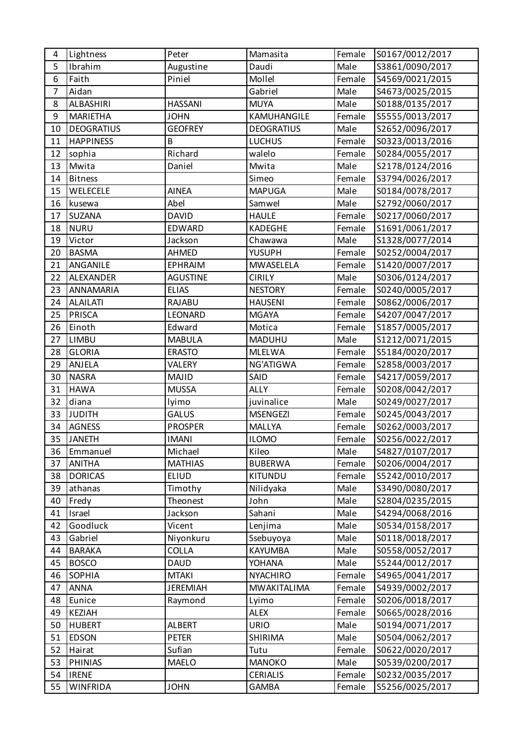| 4 | Lightness | Peter | Mamasita | Female | S0167/0012/2017 |
|---|---|---|---|---|---|
| 5 | Ibrahim | Augustine | Daudi | Male | S3861/0090/2017 |
| 6 | Faith | Piniel | Mollel | Female | S4569/0021/2015 |
| 7 | Aidan | | Gabriel | Male | S4673/0025/2015 |
| 8 | ALBASHIRI | HASSANI | MUYA | Male | S0188/0135/2017 |
| 9 | MARIETHA | JOHN | KAMUHANGILE | Female | S5555/0013/2017 |
| 10 | DEOGRATIUS | GEOFREY | DEOGRATIUS | Male | S2652/0096/2017 |
| 11 | HAPPINESS | B | LUCHUS | Female | S0323/0013/2016 |
| 12 | sophia | Richard | walelo | Female | S0284/0055/2017 |
| 13 | Mwita | Daniel | Mwita | Male | S2178/0124/2016 |
| 14 | Bitness | | Simeo | Female | S3794/0026/2017 |
| 15 | WELECELE | AINEA | MAPUGA | Male | S0184/0078/2017 |
| 16 | kusewa | Abel | Samwel | Male | S2792/0060/2017 |
| 17 | SUZANA | DAVID | HAULE | Female | S0217/0060/2017 |
| 18 | NURU | EDWARD | KADEGHE | Female | S1691/0061/2017 |
| 19 | Victor | Jackson | Chawawa | Male | S1328/0077/2014 |
| 20 | BASMA | AHMED | YUSUPH | Female | S0252/0004/2017 |
| 21 | ANGANILE | EPHRAIM | MWASELELA | Female | S1420/0007/2017 |
| 22 | ALEXANDER | AGUSTINE | CIRILY | Male | S0306/0124/2017 |
| 23 | ANNAMARIA | ELIAS | NESTORY | Female | S0240/0005/2017 |
| 24 | ALAILATI | RAJABU | HAUSENI | Female | S0862/0006/2017 |
| 25 | PRISCA | LEONARD | MGAYA | Female | S4207/0047/2017 |
| 26 | Einoth | Edward | Motica | Female | S1857/0005/2017 |
| 27 | LIMBU | MABULA | MADUHU | Male | S1212/0071/2015 |
| 28 | GLORIA | ERASTO | MLELWA | Female | S5184/0020/2017 |
| 29 | ANJELA | VALERY | NG'ATIGWA | Female | S2858/0003/2017 |
| 30 | NASRA | MAJID | SAID | Female | S4217/0059/2017 |
| 31 | HAWA | MUSSA | ALLY | Female | S0208/0042/2017 |
| 32 | diana | lyimo | juvinalice | Male | S0249/0027/2017 |
| 33 | JUDITH | GALUS | MSENGEZI | Female | S0245/0043/2017 |
| 34 | AGNESS | PROSPER | MALLYA | Female | S0262/0003/2017 |
| 35 | JANETH | IMANI | ILOMO | Female | S0256/0022/2017 |
| 36 | Emmanuel | Michael | Kileo | Male | S4827/0107/2017 |
| 37 | ANITHA | MATHIAS | BUBERWA | Female | S0206/0004/2017 |
| 38 | DORICAS | ELIUD | KITUNDU | Female | S5242/0010/2017 |
| 39 | athanas | Timothy | Nilidyaka | Male | S3490/0080/2017 |
| 40 | Fredy | Theonest | John | Male | S2804/0235/2015 |
| 41 | Israel | Jackson | Sahani | Male | S4294/0068/2016 |
| 42 | Goodluck | Vicent | Lenjima | Male | S0534/0158/2017 |
| 43 | Gabriel | Niyonkuru | Ssebuyoya | Male | S0118/0018/2017 |
| 44 | BARAKA | COLLA | KAYUMBA | Male | S0558/0052/2017 |
| 45 | BOSCO | DAUD | YOHANA | Male | S5244/0012/2017 |
| 46 | SOPHIA | MTAKI | NYACHIRO | Female | S4965/0041/2017 |
| 47 | ANNA | JEREMIAH | MWAKITALIMA | Female | S4939/0002/2017 |
| 48 | Eunice | Raymond | Lyimo | Female | S0206/0018/2017 |
| 49 | KEZIAH | | ALEX | Female | S0665/0028/2016 |
| 50 | HUBERT | ALBERT | URIO | Male | S0194/0071/2017 |
| 51 | EDSON | PETER | SHIRIMA | Male | S0504/0062/2017 |
| 52 | Hairat | Sufian | Tutu | Female | S0622/0020/2017 |
| 53 | PHINIAS | MAELO | MANOKO | Male | S0539/0200/2017 |
| 54 | IRENE | | CERIALIS | Female | S0232/0035/2017 |
| 55 | WINFRIDA | JOHN | GAMBA | Female | S5256/0025/2017 |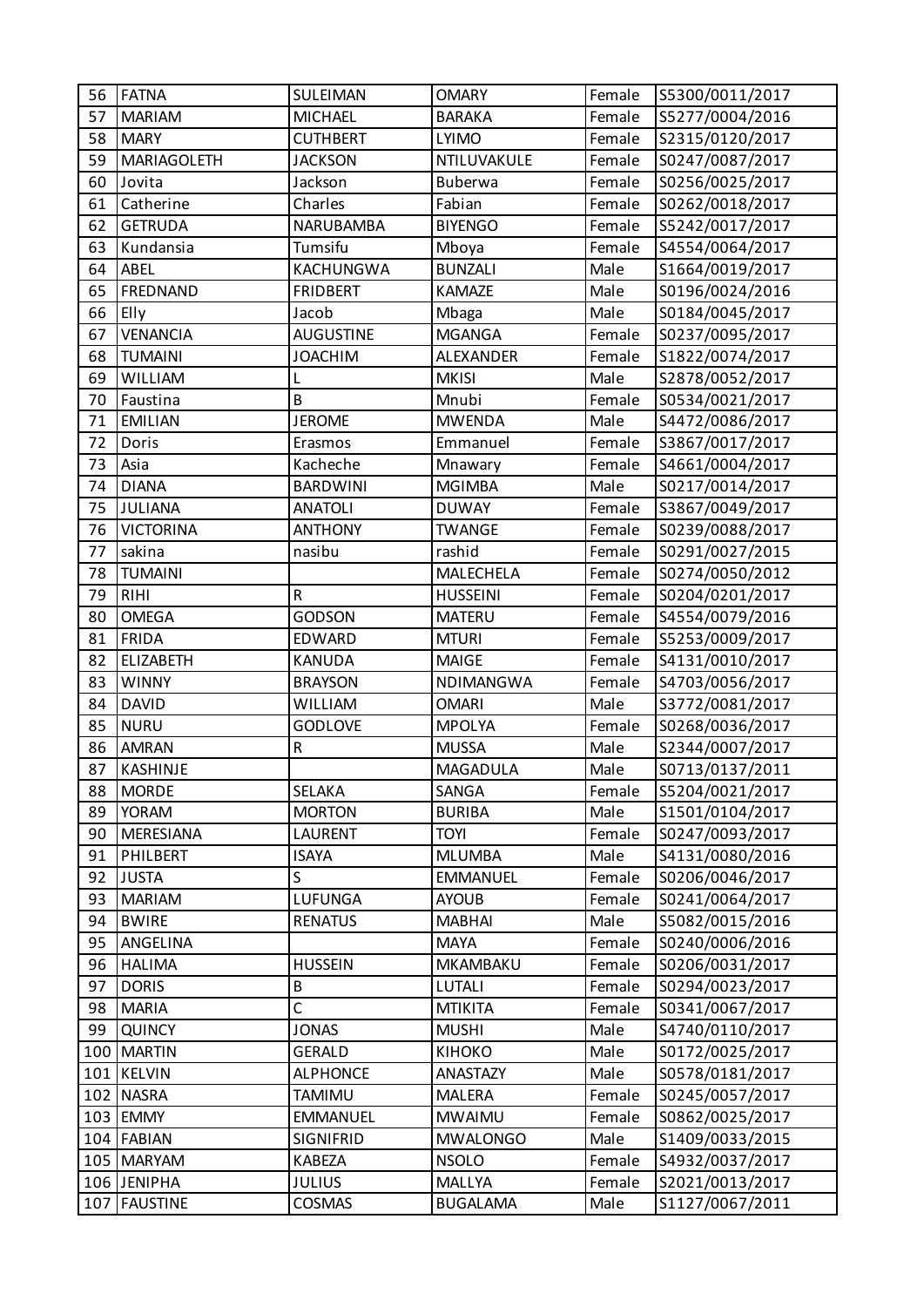| 56 | FATNA | SULEIMAN | OMARY | Female | S5300/0011/2017 |
|---|---|---|---|---|---|
| 57 | MARIAM | MICHAEL | BARAKA | Female | S5277/0004/2016 |
| 58 | MARY | CUTHBERT | LYIMO | Female | S2315/0120/2017 |
| 59 | MARIAGOLETH | JACKSON | NTILUVAKULE | Female | S0247/0087/2017 |
| 60 | Jovita | Jackson | Buberwa | Female | S0256/0025/2017 |
| 61 | Catherine | Charles | Fabian | Female | S0262/0018/2017 |
| 62 | GETRUDA | NARUBAMBA | BIYENGO | Female | S5242/0017/2017 |
| 63 | Kundansia | Tumsifu | Mboya | Female | S4554/0064/2017 |
| 64 | ABEL | KACHUNGWA | BUNZALI | Male | S1664/0019/2017 |
| 65 | FREDNAND | FRIDBERT | KAMAZE | Male | S0196/0024/2016 |
| 66 | Elly | Jacob | Mbaga | Male | S0184/0045/2017 |
| 67 | VENANCIA | AUGUSTINE | MGANGA | Female | S0237/0095/2017 |
| 68 | TUMAINI | JOACHIM | ALEXANDER | Female | S1822/0074/2017 |
| 69 | WILLIAM | L | MKISI | Male | S2878/0052/2017 |
| 70 | Faustina | B | Mnubi | Female | S0534/0021/2017 |
| 71 | EMILIAN | JEROME | MWENDA | Male | S4472/0086/2017 |
| 72 | Doris | Erasmos | Emmanuel | Female | S3867/0017/2017 |
| 73 | Asia | Kacheche | Mnawary | Female | S4661/0004/2017 |
| 74 | DIANA | BARDWINI | MGIMBA | Male | S0217/0014/2017 |
| 75 | JULIANA | ANATOLI | DUWAY | Female | S3867/0049/2017 |
| 76 | VICTORINA | ANTHONY | TWANGE | Female | S0239/0088/2017 |
| 77 | sakina | nasibu | rashid | Female | S0291/0027/2015 |
| 78 | TUMAINI | | MALECHELA | Female | S0274/0050/2012 |
| 79 | RIHI | R | HUSSEINI | Female | S0204/0201/2017 |
| 80 | OMEGA | GODSON | MATERU | Female | S4554/0079/2016 |
| 81 | FRIDA | EDWARD | MTURI | Female | S5253/0009/2017 |
| 82 | ELIZABETH | KANUDA | MAIGE | Female | S4131/0010/2017 |
| 83 | WINNY | BRAYSON | NDIMANGWA | Female | S4703/0056/2017 |
| 84 | DAVID | WILLIAM | OMARI | Male | S3772/0081/2017 |
| 85 | NURU | GODLOVE | MPOLYA | Female | S0268/0036/2017 |
| 86 | AMRAN | R | MUSSA | Male | S2344/0007/2017 |
| 87 | KASHINJE | | MAGADULA | Male | S0713/0137/2011 |
| 88 | MORDE | SELAKA | SANGA | Female | S5204/0021/2017 |
| 89 | YORAM | MORTON | BURIBA | Male | S1501/0104/2017 |
| 90 | MERESIANA | LAURENT | TOYI | Female | S0247/0093/2017 |
| 91 | PHILBERT | ISAYA | MLUMBA | Male | S4131/0080/2016 |
| 92 | JUSTA | S | EMMANUEL | Female | S0206/0046/2017 |
| 93 | MARIAM | LUFUNGA | AYOUB | Female | S0241/0064/2017 |
| 94 | BWIRE | RENATUS | MABHAI | Male | S5082/0015/2016 |
| 95 | ANGELINA | | MAYA | Female | S0240/0006/2016 |
| 96 | HALIMA | HUSSEIN | MKAMBAKU | Female | S0206/0031/2017 |
| 97 | DORIS | B | LUTALI | Female | S0294/0023/2017 |
| 98 | MARIA | C | MTIKITA | Female | S0341/0067/2017 |
| 99 | QUINCY | JONAS | MUSHI | Male | S4740/0110/2017 |
| 100 | MARTIN | GERALD | KIHOKO | Male | S0172/0025/2017 |
| 101 | KELVIN | ALPHONCE | ANASTAZY | Male | S0578/0181/2017 |
| 102 | NASRA | TAMIMU | MALERA | Female | S0245/0057/2017 |
| 103 | EMMY | EMMANUEL | MWAIMU | Female | S0862/0025/2017 |
| 104 | FABIAN | SIGNIFRID | MWALONGO | Male | S1409/0033/2015 |
| 105 | MARYAM | KABEZA | NSOLO | Female | S4932/0037/2017 |
| 106 | JENIPHA | JULIUS | MALLYA | Female | S2021/0013/2017 |
| 107 | FAUSTINE | COSMAS | BUGALAMA | Male | S1127/0067/2011 |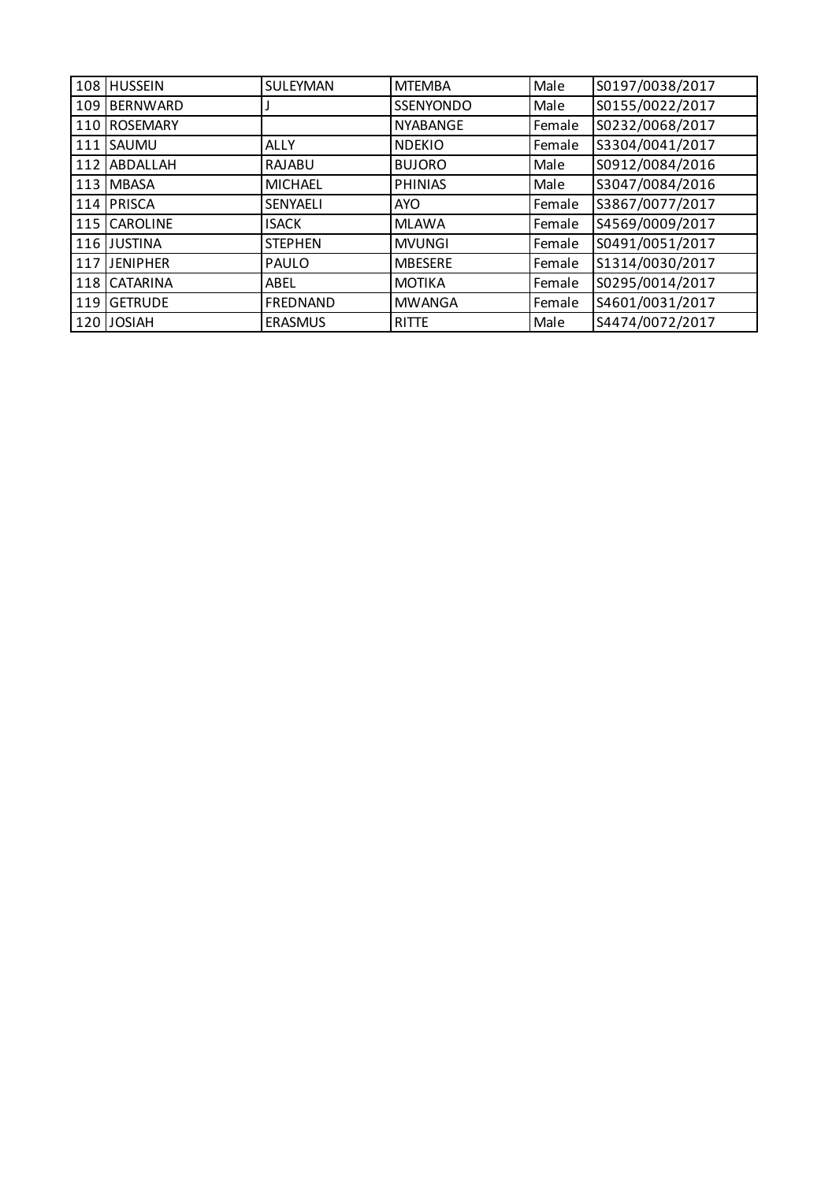| | | | | | |
|---|---|---|---|---|---|
| 108 | HUSSEIN | SULEYMAN | MTEMBA | Male | S0197/0038/2017 |
| 109 | BERNWARD | J | SSENYONDO | Male | S0155/0022/2017 |
| 110 | ROSEMARY | | NYABANGE | Female | S0232/0068/2017 |
| 111 | SAUMU | ALLY | NDEKIO | Female | S3304/0041/2017 |
| 112 | ABDALLAH | RAJABU | BUJORO | Male | S0912/0084/2016 |
| 113 | MBASA | MICHAEL | PHINIAS | Male | S3047/0084/2016 |
| 114 | PRISCA | SENYAELI | AYO | Female | S3867/0077/2017 |
| 115 | CAROLINE | ISACK | MLAWA | Female | S4569/0009/2017 |
| 116 | JUSTINA | STEPHEN | MVUNGI | Female | S0491/0051/2017 |
| 117 | JENIPHER | PAULO | MBESERE | Female | S1314/0030/2017 |
| 118 | CATARINA | ABEL | MOTIKA | Female | S0295/0014/2017 |
| 119 | GETRUDE | FREDNAND | MWANGA | Female | S4601/0031/2017 |
| 120 | JOSIAH | ERASMUS | RITTE | Male | S4474/0072/2017 |